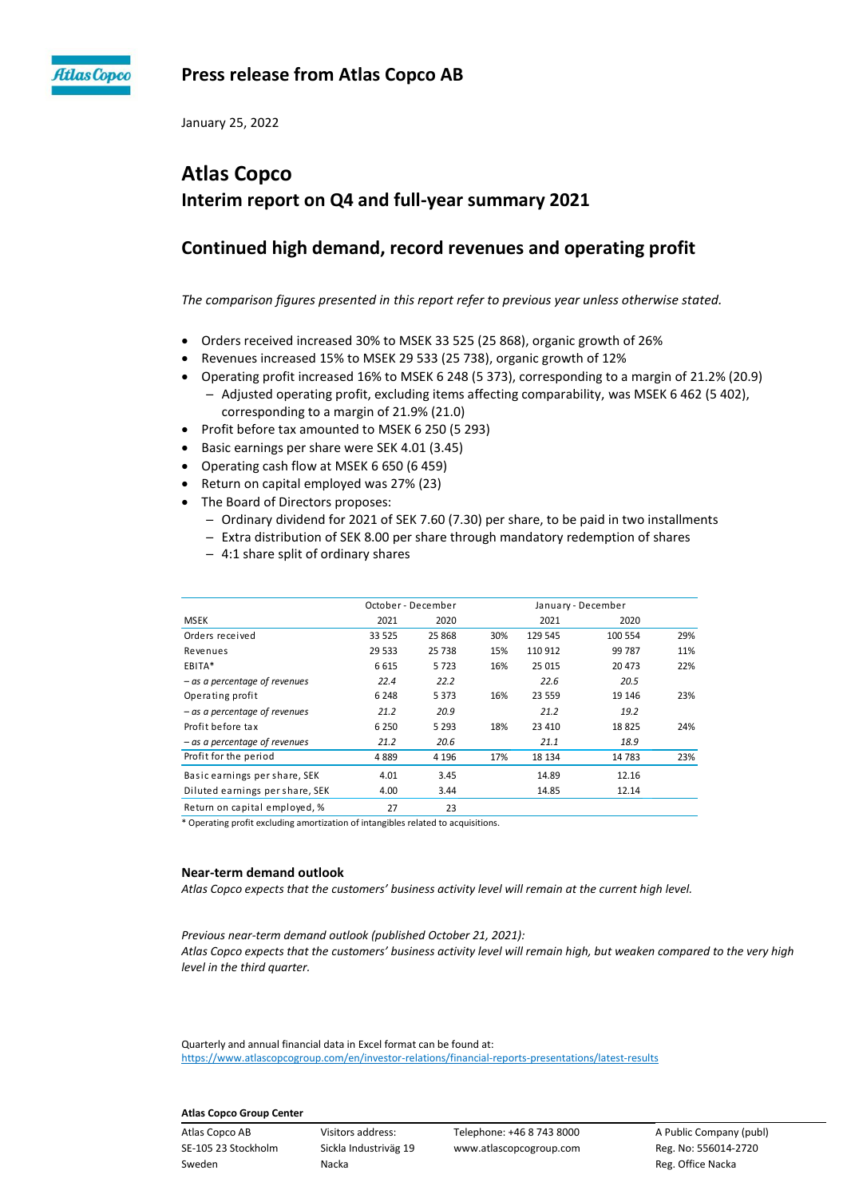# Press release from Atlas Copco AB

January 25, 2022

## Atlas Copco
## Interim report on Q4 and full-year summary 2021

## Continued high demand, record revenues and operating profit

*The comparison figures presented in this report refer to previous year unless otherwise stated.*

- Orders received increased 30% to MSEK 33 525 (25 868), organic growth of 26%
- Revenues increased 15% to MSEK 29 533 (25 738), organic growth of 12%
- Operating profit increased 16% to MSEK 6 248 (5 373), corresponding to a margin of 21.2% (20.9)
  - Adjusted operating profit, excluding items affecting comparability, was MSEK 6 462 (5 402), corresponding to a margin of 21.9% (21.0)
- Profit before tax amounted to MSEK 6 250 (5 293)
- Basic earnings per share were SEK 4.01 (3.45)
- Operating cash flow at MSEK 6 650 (6 459)
- Return on capital employed was 27% (23)
- The Board of Directors proposes:
  - Ordinary dividend for 2021 of SEK 7.60 (7.30) per share, to be paid in two installments
  - Extra distribution of SEK 8.00 per share through mandatory redemption of shares
  - 4:1 share split of ordinary shares

| | October - December | | | January - December | | |
|---|---|---|---|---|---|---|
| MSEK | 2021 | 2020 | | 2021 | 2020 | |
| Orders received | 33 525 | 25 868 | 30% | 129 545 | 100 554 | 29% |
| Revenues | 29 533 | 25 738 | 15% | 110 912 | 99 787 | 11% |
| EBITA* | 6 615 | 5 723 | 16% | 25 015 | 20 473 | 22% |
| *– as a percentage of revenues* | *22.4* | *22.2* | | *22.6* | *20.5* | |
| Operating profit | 6 248 | 5 373 | 16% | 23 559 | 19 146 | 23% |
| *– as a percentage of revenues* | *21.2* | *20.9* | | *21.2* | *19.2* | |
| Profit before tax | 6 250 | 5 293 | 18% | 23 410 | 18 825 | 24% |
| *– as a percentage of revenues* | *21.2* | *20.6* | | *21.1* | *18.9* | |
| Profit for the period | 4 889 | 4 196 | 17% | 18 134 | 14 783 | 23% |
| Basic earnings per share, SEK | 4.01 | 3.45 | | 14.89 | 12.16 | |
| Diluted earnings per share, SEK | 4.00 | 3.44 | | 14.85 | 12.14 | |
| Return on capital employed, % | 27 | 23 | | | | |

* Operating profit excluding amortization of intangibles related to acquisitions.

### Near-term demand outlook

*Atlas Copco expects that the customers' business activity level will remain at the current high level.*

*Previous near-term demand outlook (published October 21, 2021):*
*Atlas Copco expects that the customers' business activity level will remain high, but weaken compared to the very high level in the third quarter.*

Quarterly and annual financial data in Excel format can be found at:
https://www.atlascopcogroup.com/en/investor-relations/financial-reports-presentations/latest-results

**Atlas Copco Group Center**

| | | | |
|---|---|---|---|
| Atlas Copco AB | Visitors address: | Telephone: +46 8 743 8000 | A Public Company (publ) |
| SE-105 23 Stockholm | Sickla Industriväg 19 | www.atlascopcogroup.com | Reg. No: 556014-2720 |
| Sweden | Nacka | | Reg. Office Nacka |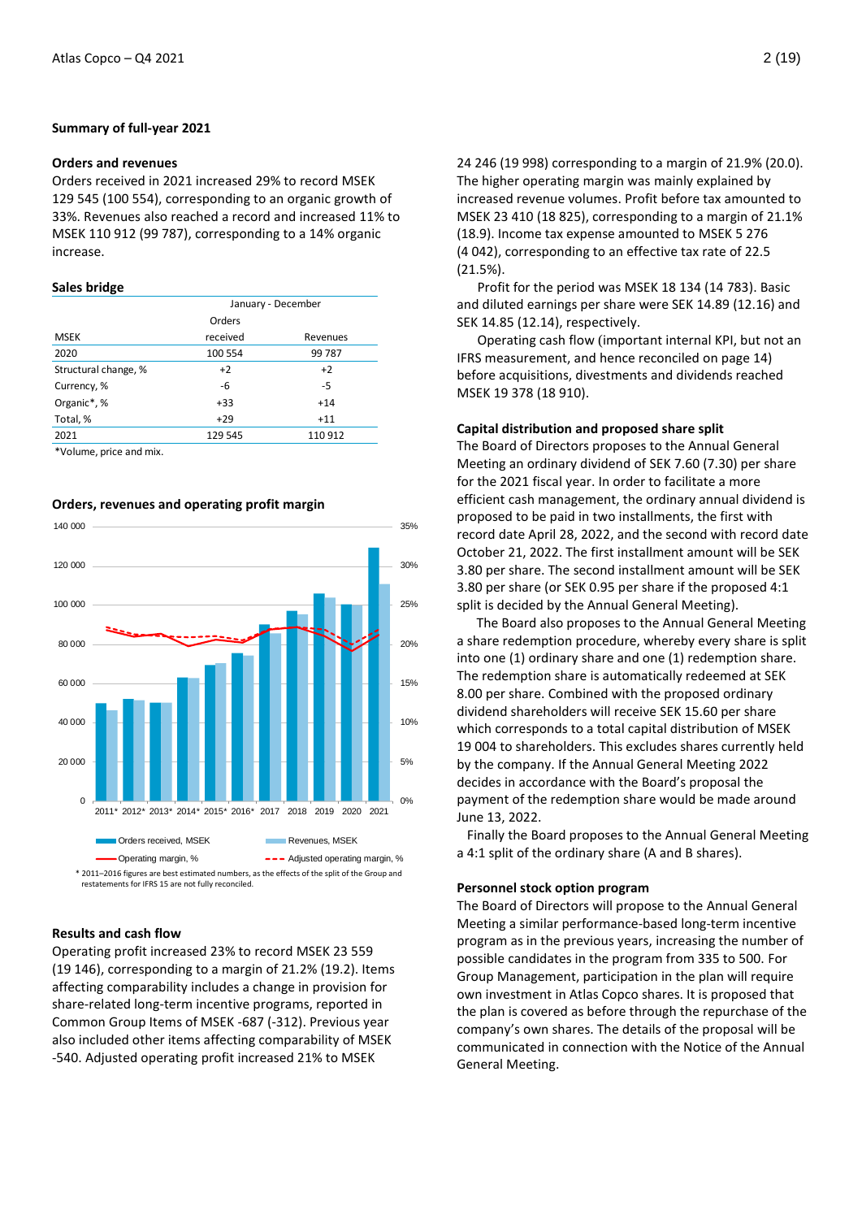## Summary of full-year 2021

### Orders and revenues

Orders received in 2021 increased 29% to record MSEK 129 545 (100 554), corresponding to an organic growth of 33%. Revenues also reached a record and increased 11% to MSEK 110 912 (99 787), corresponding to a 14% organic increase.

### Sales bridge

| | January - December | |
|---|---|---|
| MSEK | Orders received | Revenues |
| 2020 | 100 554 | 99 787 |
| Structural change, % | +2 | +2 |
| Currency, % | -6 | -5 |
| Organic*, % | +33 | +14 |
| Total, % | +29 | +11 |
| 2021 | 129 545 | 110 912 |

*Volume, price and mix.

### Orders, revenues and operating profit margin

* 2011–2016 figures are best estimated numbers, as the effects of the split of the Group and restatements for IFRS 15 are not fully reconciled.

### Results and cash flow

Operating profit increased 23% to record MSEK 23 559 (19 146), corresponding to a margin of 21.2% (19.2). Items affecting comparability includes a change in provision for share-related long-term incentive programs, reported in Common Group Items of MSEK -687 (-312). Previous year also included other items affecting comparability of MSEK -540. Adjusted operating profit increased 21% to MSEK 24 246 (19 998) corresponding to a margin of 21.9% (20.0). The higher operating margin was mainly explained by increased revenue volumes. Profit before tax amounted to MSEK 23 410 (18 825), corresponding to a margin of 21.1% (18.9). Income tax expense amounted to MSEK 5 276 (4 042), corresponding to an effective tax rate of 22.5 (21.5%).

Profit for the period was MSEK 18 134 (14 783). Basic and diluted earnings per share were SEK 14.89 (12.16) and SEK 14.85 (12.14), respectively.

Operating cash flow (important internal KPI, but not an IFRS measurement, and hence reconciled on page 14) before acquisitions, divestments and dividends reached MSEK 19 378 (18 910).

### Capital distribution and proposed share split

The Board of Directors proposes to the Annual General Meeting an ordinary dividend of SEK 7.60 (7.30) per share for the 2021 fiscal year. In order to facilitate a more efficient cash management, the ordinary annual dividend is proposed to be paid in two installments, the first with record date April 28, 2022, and the second with record date October 21, 2022. The first installment amount will be SEK 3.80 per share. The second installment amount will be SEK 3.80 per share (or SEK 0.95 per share if the proposed 4:1 split is decided by the Annual General Meeting).

The Board also proposes to the Annual General Meeting a share redemption procedure, whereby every share is split into one (1) ordinary share and one (1) redemption share. The redemption share is automatically redeemed at SEK 8.00 per share. Combined with the proposed ordinary dividend shareholders will receive SEK 15.60 per share which corresponds to a total capital distribution of MSEK 19 004 to shareholders. This excludes shares currently held by the company. If the Annual General Meeting 2022 decides in accordance with the Board's proposal the payment of the redemption share would be made around June 13, 2022.

Finally the Board proposes to the Annual General Meeting a 4:1 split of the ordinary share (A and B shares).

### Personnel stock option program

The Board of Directors will propose to the Annual General Meeting a similar performance-based long-term incentive program as in the previous years, increasing the number of possible candidates in the program from 335 to 500. For Group Management, participation in the plan will require own investment in Atlas Copco shares. It is proposed that the plan is covered as before through the repurchase of the company's own shares. The details of the proposal will be communicated in connection with the Notice of the Annual General Meeting.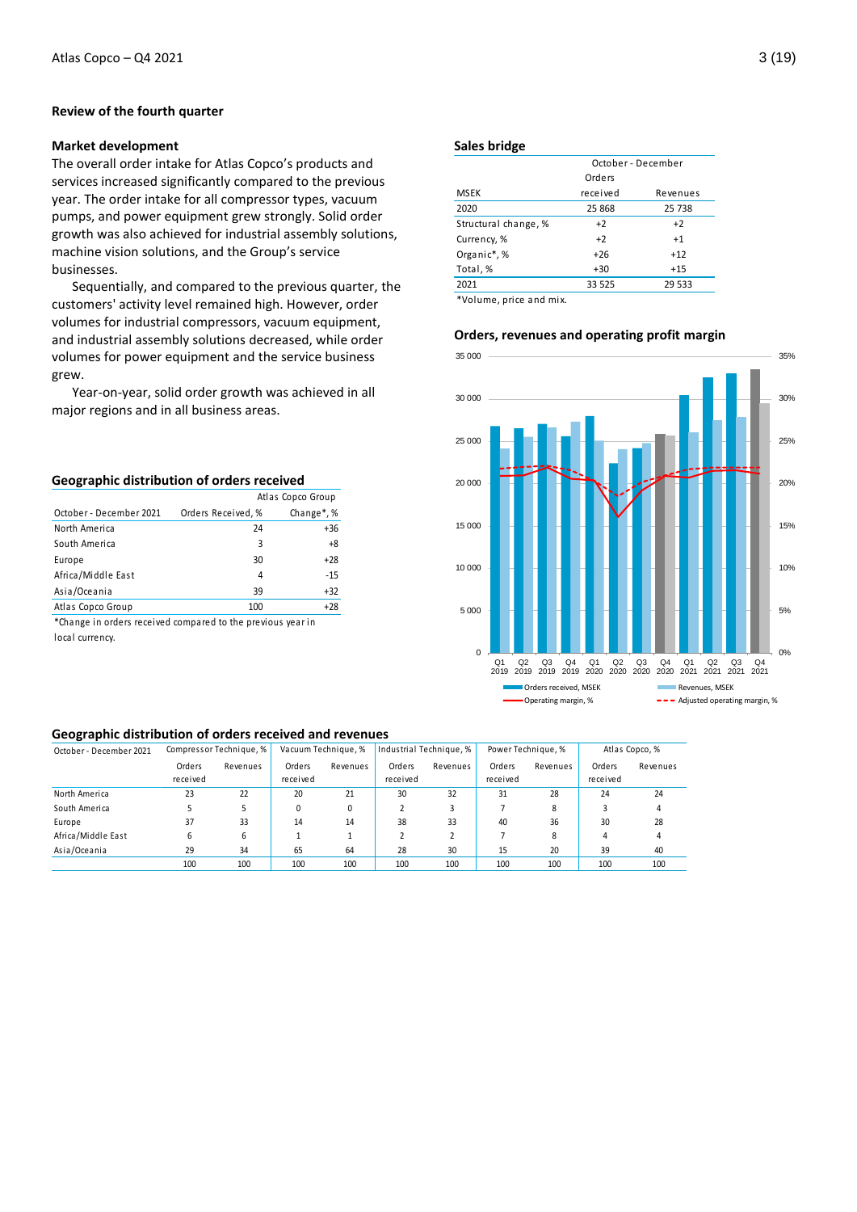## Review of the fourth quarter

### Market development

The overall order intake for Atlas Copco's products and services increased significantly compared to the previous year. The order intake for all compressor types, vacuum pumps, and power equipment grew strongly. Solid order growth was also achieved for industrial assembly solutions, machine vision solutions, and the Group's service businesses.

Sequentially, and compared to the previous quarter, the customers' activity level remained high. However, order volumes for industrial compressors, vacuum equipment, and industrial assembly solutions decreased, while order volumes for power equipment and the service business grew.

Year-on-year, solid order growth was achieved in all major regions and in all business areas.

### Geographic distribution of orders received

| | Atlas Copco Group | |
|---|---|---|
| October - December 2021 | Orders Received, % | Change*, % |
| North America | 24 | +36 |
| South America | 3 | +8 |
| Europe | 30 | +28 |
| Africa/Middle East | 4 | -15 |
| Asia/Oceania | 39 | +32 |
| Atlas Copco Group | 100 | +28 |

*Change in orders received compared to the previous year in local currency.

### Sales bridge

| | October - December | |
|---|---|---|
| MSEK | Orders received | Revenues |
| 2020 | 25 868 | 25 738 |
| Structural change, % | +2 | +2 |
| Currency, % | +2 | +1 |
| Organic*, % | +26 | +12 |
| Total, % | +30 | +15 |
| 2021 | 33 525 | 29 533 |

*Volume, price and mix.

### Orders, revenues and operating profit margin

### Geographic distribution of orders received and revenues

| October - December 2021 | Compressor Technique, % | | Vacuum Technique, % | | Industrial Technique, % | | Power Technique, % | | Atlas Copco, % | |
|---|---|---|---|---|---|---|---|---|---|---|
| | Orders received | Revenues | Orders received | Revenues | Orders received | Revenues | Orders received | Revenues | Orders received | Revenues |
| North America | 23 | 22 | 20 | 21 | 30 | 32 | 31 | 28 | 24 | 24 |
| South America | 5 | 5 | 0 | 0 | 2 | 3 | 7 | 8 | 3 | 4 |
| Europe | 37 | 33 | 14 | 14 | 38 | 33 | 40 | 36 | 30 | 28 |
| Africa/Middle East | 6 | 6 | 1 | 1 | 2 | 2 | 7 | 8 | 4 | 4 |
| Asia/Oceania | 29 | 34 | 65 | 64 | 28 | 30 | 15 | 20 | 39 | 40 |
| | 100 | 100 | 100 | 100 | 100 | 100 | 100 | 100 | 100 | 100 |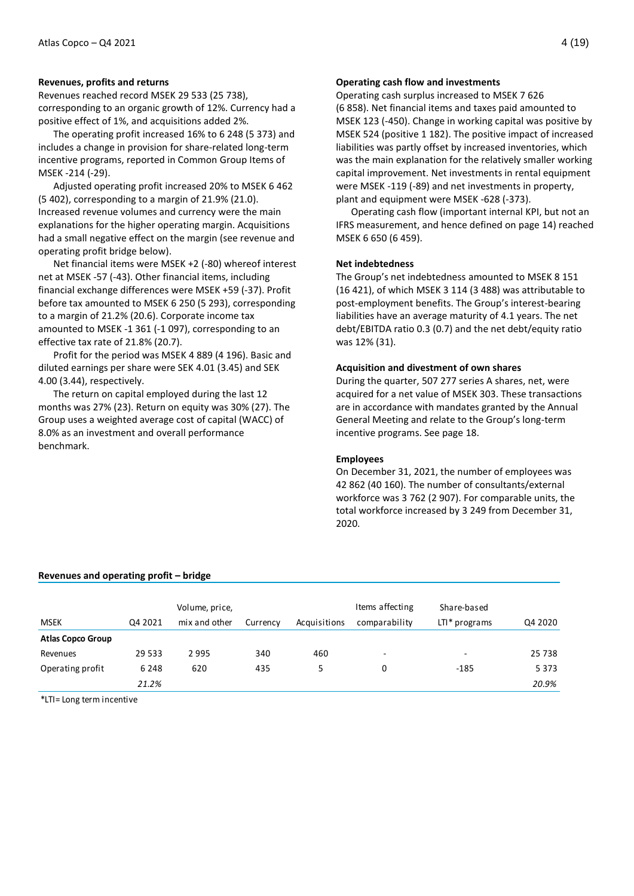### Revenues, profits and returns

Revenues reached record MSEK 29 533 (25 738), corresponding to an organic growth of 12%. Currency had a positive effect of 1%, and acquisitions added 2%.

The operating profit increased 16% to 6 248 (5 373) and includes a change in provision for share-related long-term incentive programs, reported in Common Group Items of MSEK -214 (-29).

Adjusted operating profit increased 20% to MSEK 6 462 (5 402), corresponding to a margin of 21.9% (21.0). Increased revenue volumes and currency were the main explanations for the higher operating margin. Acquisitions had a small negative effect on the margin (see revenue and operating profit bridge below).

Net financial items were MSEK +2 (-80) whereof interest net at MSEK -57 (-43). Other financial items, including financial exchange differences were MSEK +59 (-37). Profit before tax amounted to MSEK 6 250 (5 293), corresponding to a margin of 21.2% (20.6). Corporate income tax amounted to MSEK -1 361 (-1 097), corresponding to an effective tax rate of 21.8% (20.7).

Profit for the period was MSEK 4 889 (4 196). Basic and diluted earnings per share were SEK 4.01 (3.45) and SEK 4.00 (3.44), respectively.

The return on capital employed during the last 12 months was 27% (23). Return on equity was 30% (27). The Group uses a weighted average cost of capital (WACC) of 8.0% as an investment and overall performance benchmark.

### Operating cash flow and investments

Operating cash surplus increased to MSEK 7 626 (6 858). Net financial items and taxes paid amounted to MSEK 123 (-450). Change in working capital was positive by MSEK 524 (positive 1 182). The positive impact of increased liabilities was partly offset by increased inventories, which was the main explanation for the relatively smaller working capital improvement. Net investments in rental equipment were MSEK -119 (-89) and net investments in property, plant and equipment were MSEK -628 (-373).

Operating cash flow (important internal KPI, but not an IFRS measurement, and hence defined on page 14) reached MSEK 6 650 (6 459).

### Net indebtedness

The Group's net indebtedness amounted to MSEK 8 151 (16 421), of which MSEK 3 114 (3 488) was attributable to post-employment benefits. The Group's interest-bearing liabilities have an average maturity of 4.1 years. The net debt/EBITDA ratio 0.3 (0.7) and the net debt/equity ratio was 12% (31).

### Acquisition and divestment of own shares

During the quarter, 507 277 series A shares, net, were acquired for a net value of MSEK 303. These transactions are in accordance with mandates granted by the Annual General Meeting and relate to the Group's long-term incentive programs. See page 18.

### Employees

On December 31, 2021, the number of employees was 42 862 (40 160). The number of consultants/external workforce was 3 762 (2 907). For comparable units, the total workforce increased by 3 249 from December 31, 2020.

### Revenues and operating profit – bridge

| MSEK | Q4 2021 | Volume, price, mix and other | Currency | Acquisitions | Items affecting comparability | Share-based LTI* programs | Q4 2020 |
|---|---|---|---|---|---|---|---|
| **Atlas Copco Group** | | | | | | | |
| Revenues | 29 533 | 2 995 | 340 | 460 | - | - | 25 738 |
| Operating profit | 6 248 | 620 | 435 | 5 | 0 | -185 | 5 373 |
| | *21.2%* | | | | | | *20.9%* |

*LTI= Long term incentive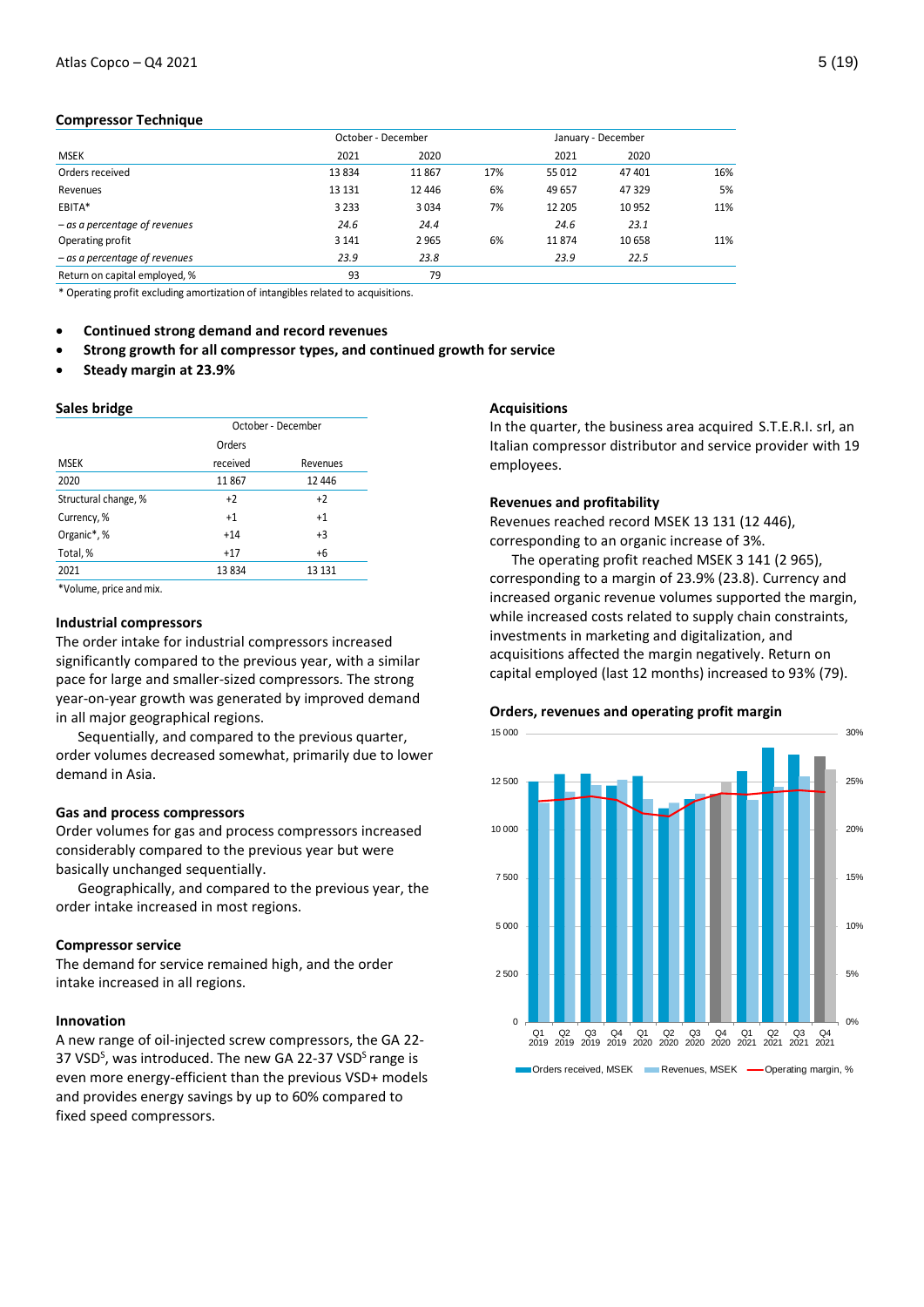## Compressor Technique

| MSEK | October - December 2021 | 2020 | | January - December 2021 | 2020 | |
|---|---|---|---|---|---|---|
| Orders received | 13 834 | 11 867 | 17% | 55 012 | 47 401 | 16% |
| Revenues | 13 131 | 12 446 | 6% | 49 657 | 47 329 | 5% |
| EBITA* | 3 233 | 3 034 | 7% | 12 205 | 10 952 | 11% |
| *– as a percentage of revenues* | *24.6* | *24.4* | | *24.6* | *23.1* | |
| Operating profit | 3 141 | 2 965 | 6% | 11 874 | 10 658 | 11% |
| *– as a percentage of revenues* | *23.9* | *23.8* | | *23.9* | *22.5* | |
| Return on capital employed, % | 93 | 79 | | | | |

\* Operating profit excluding amortization of intangibles related to acquisitions.

- **Continued strong demand and record revenues**
- **Strong growth for all compressor types, and continued growth for service**
- **Steady margin at 23.9%**

### Sales bridge

| MSEK | October - December Orders received | Revenues |
|---|---|---|
| 2020 | 11 867 | 12 446 |
| Structural change, % | +2 | +2 |
| Currency, % | +1 | +1 |
| Organic*, % | +14 | +3 |
| Total, % | +17 | +6 |
| 2021 | 13 834 | 13 131 |

*Volume, price and mix.

### Industrial compressors

The order intake for industrial compressors increased significantly compared to the previous year, with a similar pace for large and smaller-sized compressors. The strong year-on-year growth was generated by improved demand in all major geographical regions.

Sequentially, and compared to the previous quarter, order volumes decreased somewhat, primarily due to lower demand in Asia.

### Gas and process compressors

Order volumes for gas and process compressors increased considerably compared to the previous year but were basically unchanged sequentially.

Geographically, and compared to the previous year, the order intake increased in most regions.

### Compressor service

The demand for service remained high, and the order intake increased in all regions.

### Innovation

A new range of oil-injected screw compressors, the GA 22-37 VSD[S], was introduced. The new GA 22-37 VSD[S] range is even more energy-efficient than the previous VSD+ models and provides energy savings by up to 60% compared to fixed speed compressors.

### Acquisitions

In the quarter, the business area acquired S.T.E.R.I. srl, an Italian compressor distributor and service provider with 19 employees.

### Revenues and profitability

Revenues reached record MSEK 13 131 (12 446), corresponding to an organic increase of 3%.

The operating profit reached MSEK 3 141 (2 965), corresponding to a margin of 23.9% (23.8). Currency and increased organic revenue volumes supported the margin, while increased costs related to supply chain constraints, investments in marketing and digitalization, and acquisitions affected the margin negatively. Return on capital employed (last 12 months) increased to 93% (79).

### Orders, revenues and operating profit margin

Legend: Orders received, MSEK; Revenues, MSEK; Operating margin, %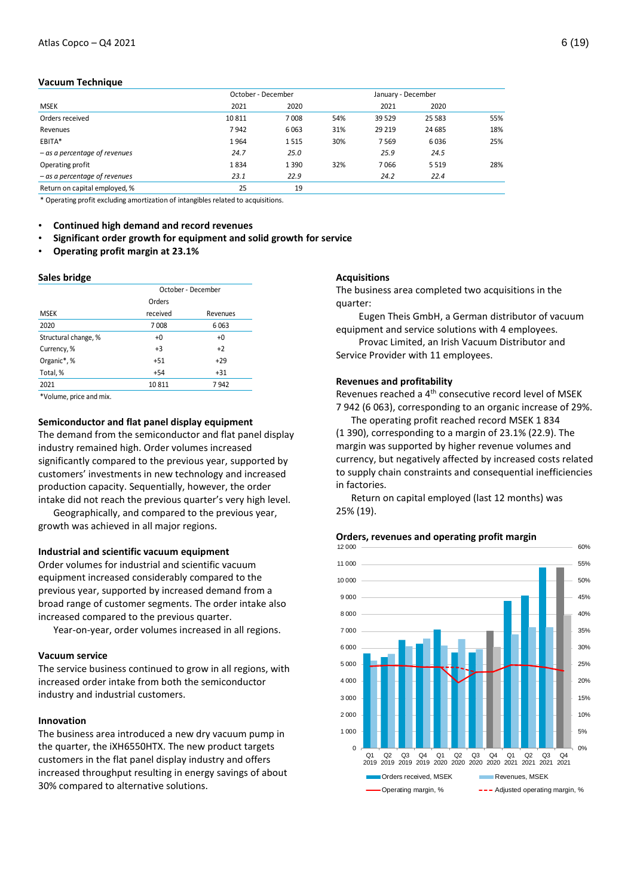## Vacuum Technique

| MSEK | October - December 2021 | October - December 2020 | | January - December 2021 | January - December 2020 | |
|---|---|---|---|---|---|---|
| Orders received | 10 811 | 7 008 | 54% | 39 529 | 25 583 | 55% |
| Revenues | 7 942 | 6 063 | 31% | 29 219 | 24 685 | 18% |
| EBITA* | 1 964 | 1 515 | 30% | 7 569 | 6 036 | 25% |
| *– as a percentage of revenues* | *24.7* | *25.0* | | *25.9* | *24.5* | |
| Operating profit | 1 834 | 1 390 | 32% | 7 066 | 5 519 | 28% |
| *– as a percentage of revenues* | *23.1* | *22.9* | | *24.2* | *22.4* | |
| Return on capital employed, % | 25 | 19 | | | | |

\* Operating profit excluding amortization of intangibles related to acquisitions.

- **Continued high demand and record revenues**
- **Significant order growth for equipment and solid growth for service**
- **Operating profit margin at 23.1%**

### Sales bridge

| MSEK | October - December Orders received | October - December Revenues |
|---|---|---|
| 2020 | 7 008 | 6 063 |
| Structural change, % | +0 | +0 |
| Currency, % | +3 | +2 |
| Organic*, % | +51 | +29 |
| Total, % | +54 | +31 |
| 2021 | 10 811 | 7 942 |

*Volume, price and mix.

### Semiconductor and flat panel display equipment

The demand from the semiconductor and flat panel display industry remained high. Order volumes increased significantly compared to the previous year, supported by customers' investments in new technology and increased production capacity. Sequentially, however, the order intake did not reach the previous quarter's very high level.

Geographically, and compared to the previous year, growth was achieved in all major regions.

### Industrial and scientific vacuum equipment

Order volumes for industrial and scientific vacuum equipment increased considerably compared to the previous year, supported by increased demand from a broad range of customer segments. The order intake also increased compared to the previous quarter.

Year-on-year, order volumes increased in all regions.

### Vacuum service

The service business continued to grow in all regions, with increased order intake from both the semiconductor industry and industrial customers.

### Innovation

The business area introduced a new dry vacuum pump in the quarter, the iXH6550HTX. The new product targets customers in the flat panel display industry and offers increased throughput resulting in energy savings of about 30% compared to alternative solutions.

### Acquisitions

The business area completed two acquisitions in the quarter:

Eugen Theis GmbH, a German distributor of vacuum equipment and service solutions with 4 employees.

Provac Limited, an Irish Vacuum Distributor and Service Provider with 11 employees.

### Revenues and profitability

Revenues reached a 4th consecutive record level of MSEK 7 942 (6 063), corresponding to an organic increase of 29%.

The operating profit reached record MSEK 1 834 (1 390), corresponding to a margin of 23.1% (22.9). The margin was supported by higher revenue volumes and currency, but negatively affected by increased costs related to supply chain constraints and consequential inefficiencies in factories.

Return on capital employed (last 12 months) was 25% (19).

### Orders, revenues and operating profit margin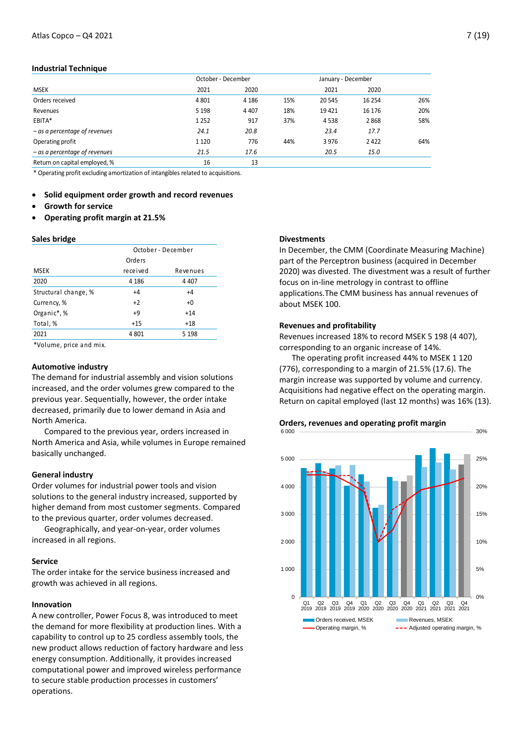## Industrial Technique

| MSEK | October - December 2021 | 2020 | | January - December 2021 | 2020 | |
|---|---|---|---|---|---|---|
| Orders received | 4 801 | 4 186 | 15% | 20 545 | 16 254 | 26% |
| Revenues | 5 198 | 4 407 | 18% | 19 421 | 16 176 | 20% |
| EBITA* | 1 252 | 917 | 37% | 4 538 | 2 868 | 58% |
| *– as a percentage of revenues* | *24.1* | *20.8* | | *23.4* | *17.7* | |
| Operating profit | 1 120 | 776 | 44% | 3 976 | 2 422 | 64% |
| *– as a percentage of revenues* | *21.5* | *17.6* | | *20.5* | *15.0* | |
| Return on capital employed, % | 16 | 13 | | | | |

\* Operating profit excluding amortization of intangibles related to acquisitions.

- **Solid equipment order growth and record revenues**
- **Growth for service**
- **Operating profit margin at 21.5%**

### Sales bridge

| MSEK | October - December Orders received | Revenues |
|---|---|---|
| 2020 | 4 186 | 4 407 |
| Structural change, % | +4 | +4 |
| Currency, % | +2 | +0 |
| Organic*, % | +9 | +14 |
| Total, % | +15 | +18 |
| 2021 | 4 801 | 5 198 |

*Volume, price and mix.

### Automotive industry

The demand for industrial assembly and vision solutions increased, and the order volumes grew compared to the previous year. Sequentially, however, the order intake decreased, primarily due to lower demand in Asia and North America.

Compared to the previous year, orders increased in North America and Asia, while volumes in Europe remained basically unchanged.

### General industry

Order volumes for industrial power tools and vision solutions to the general industry increased, supported by higher demand from most customer segments. Compared to the previous quarter, order volumes decreased.

Geographically, and year-on-year, order volumes increased in all regions.

### Service

The order intake for the service business increased and growth was achieved in all regions.

### Innovation

A new controller, Power Focus 8, was introduced to meet the demand for more flexibility at production lines. With a capability to control up to 25 cordless assembly tools, the new product allows reduction of factory hardware and less energy consumption. Additionally, it provides increased computational power and improved wireless performance to secure stable production processes in customers' operations.

### Divestments

In December, the CMM (Coordinate Measuring Machine) part of the Perceptron business (acquired in December 2020) was divested. The divestment was a result of further focus on in-line metrology in contrast to offline applications.The CMM business has annual revenues of about MSEK 100.

### Revenues and profitability

Revenues increased 18% to record MSEK 5 198 (4 407), corresponding to an organic increase of 14%.

The operating profit increased 44% to MSEK 1 120 (776), corresponding to a margin of 21.5% (17.6). The margin increase was supported by volume and currency. Acquisitions had negative effect on the operating margin. Return on capital employed (last 12 months) was 16% (13).

### Orders, revenues and operating profit margin

Legend: Orders received, MSEK; Revenues, MSEK; Operating margin, %; Adjusted operating margin, %

Quarters: Q1 2019 – Q4 2021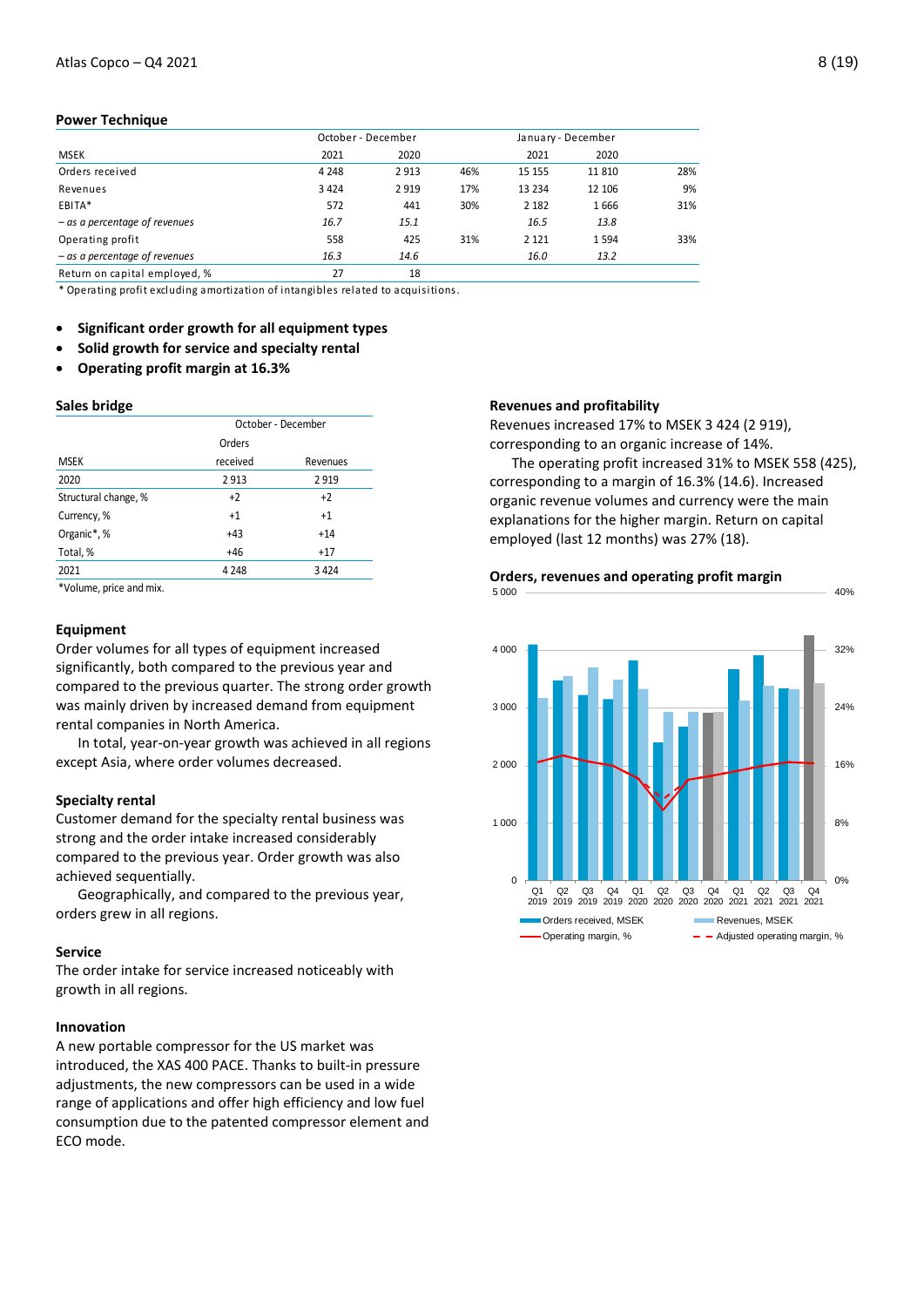## Power Technique

| MSEK | October - December 2021 | October - December 2020 | | January - December 2021 | January - December 2020 | |
|---|---|---|---|---|---|---|
| Orders received | 4 248 | 2 913 | 46% | 15 155 | 11 810 | 28% |
| Revenues | 3 424 | 2 919 | 17% | 13 234 | 12 106 | 9% |
| EBITA* | 572 | 441 | 30% | 2 182 | 1 666 | 31% |
| *– as a percentage of revenues* | *16.7* | *15.1* | | *16.5* | *13.8* | |
| Operating profit | 558 | 425 | 31% | 2 121 | 1 594 | 33% |
| *– as a percentage of revenues* | *16.3* | *14.6* | | *16.0* | *13.2* | |
| Return on capital employed, % | 27 | 18 | | | | |

* Operating profit excluding amortization of intangibles related to acquisitions.

- **Significant order growth for all equipment types**
- **Solid growth for service and specialty rental**
- **Operating profit margin at 16.3%**

### Sales bridge

| MSEK | October - December Orders received | October - December Revenues |
|---|---|---|
| 2020 | 2 913 | 2 919 |
| Structural change, % | +2 | +2 |
| Currency, % | +1 | +1 |
| Organic*, % | +43 | +14 |
| Total, % | +46 | +17 |
| 2021 | 4 248 | 3 424 |

*Volume, price and mix.

### Equipment

Order volumes for all types of equipment increased significantly, both compared to the previous year and compared to the previous quarter. The strong order growth was mainly driven by increased demand from equipment rental companies in North America.

In total, year-on-year growth was achieved in all regions except Asia, where order volumes decreased.

### Specialty rental

Customer demand for the specialty rental business was strong and the order intake increased considerably compared to the previous year. Order growth was also achieved sequentially.

Geographically, and compared to the previous year, orders grew in all regions.

### Service

The order intake for service increased noticeably with growth in all regions.

### Innovation

A new portable compressor for the US market was introduced, the XAS 400 PACE. Thanks to built-in pressure adjustments, the new compressors can be used in a wide range of applications and offer high efficiency and low fuel consumption due to the patented compressor element and ECO mode.

### Revenues and profitability

Revenues increased 17% to MSEK 3 424 (2 919), corresponding to an organic increase of 14%.

The operating profit increased 31% to MSEK 558 (425), corresponding to a margin of 16.3% (14.6). Increased organic revenue volumes and currency were the main explanations for the higher margin. Return on capital employed (last 12 months) was 27% (18).

### Orders, revenues and operating profit margin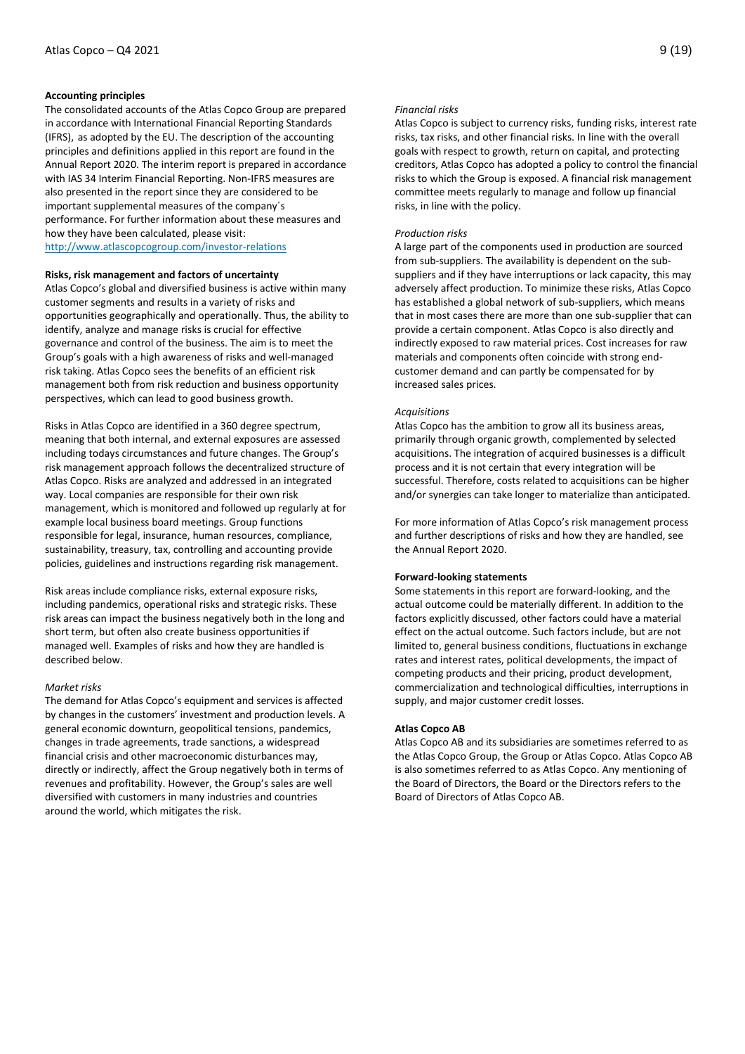## Accounting principles

The consolidated accounts of the Atlas Copco Group are prepared in accordance with International Financial Reporting Standards (IFRS), as adopted by the EU. The description of the accounting principles and definitions applied in this report are found in the Annual Report 2020. The interim report is prepared in accordance with IAS 34 Interim Financial Reporting. Non-IFRS measures are also presented in the report since they are considered to be important supplemental measures of the company´s performance. For further information about these measures and how they have been calculated, please visit: [http://www.atlascopcogroup.com/investor-relations](http://www.atlascopcogroup.com/investor-relations)

## Risks, risk management and factors of uncertainty

Atlas Copco's global and diversified business is active within many customer segments and results in a variety of risks and opportunities geographically and operationally. Thus, the ability to identify, analyze and manage risks is crucial for effective governance and control of the business. The aim is to meet the Group's goals with a high awareness of risks and well-managed risk taking. Atlas Copco sees the benefits of an efficient risk management both from risk reduction and business opportunity perspectives, which can lead to good business growth.

Risks in Atlas Copco are identified in a 360 degree spectrum, meaning that both internal, and external exposures are assessed including todays circumstances and future changes. The Group's risk management approach follows the decentralized structure of Atlas Copco. Risks are analyzed and addressed in an integrated way. Local companies are responsible for their own risk management, which is monitored and followed up regularly at for example local business board meetings. Group functions responsible for legal, insurance, human resources, compliance, sustainability, treasury, tax, controlling and accounting provide policies, guidelines and instructions regarding risk management.

Risk areas include compliance risks, external exposure risks, including pandemics, operational risks and strategic risks. These risk areas can impact the business negatively both in the long and short term, but often also create business opportunities if managed well. Examples of risks and how they are handled is described below.

### *Market risks*

The demand for Atlas Copco's equipment and services is affected by changes in the customers' investment and production levels. A general economic downturn, geopolitical tensions, pandemics, changes in trade agreements, trade sanctions, a widespread financial crisis and other macroeconomic disturbances may, directly or indirectly, affect the Group negatively both in terms of revenues and profitability. However, the Group's sales are well diversified with customers in many industries and countries around the world, which mitigates the risk.

### *Financial risks*

Atlas Copco is subject to currency risks, funding risks, interest rate risks, tax risks, and other financial risks. In line with the overall goals with respect to growth, return on capital, and protecting creditors, Atlas Copco has adopted a policy to control the financial risks to which the Group is exposed. A financial risk management committee meets regularly to manage and follow up financial risks, in line with the policy.

### *Production risks*

A large part of the components used in production are sourced from sub-suppliers. The availability is dependent on the sub-suppliers and if they have interruptions or lack capacity, this may adversely affect production. To minimize these risks, Atlas Copco has established a global network of sub-suppliers, which means that in most cases there are more than one sub-supplier that can provide a certain component. Atlas Copco is also directly and indirectly exposed to raw material prices. Cost increases for raw materials and components often coincide with strong end-customer demand and can partly be compensated for by increased sales prices.

### *Acquisitions*

Atlas Copco has the ambition to grow all its business areas, primarily through organic growth, complemented by selected acquisitions. The integration of acquired businesses is a difficult process and it is not certain that every integration will be successful. Therefore, costs related to acquisitions can be higher and/or synergies can take longer to materialize than anticipated.

For more information of Atlas Copco's risk management process and further descriptions of risks and how they are handled, see the Annual Report 2020.

## Forward-looking statements

Some statements in this report are forward-looking, and the actual outcome could be materially different. In addition to the factors explicitly discussed, other factors could have a material effect on the actual outcome. Such factors include, but are not limited to, general business conditions, fluctuations in exchange rates and interest rates, political developments, the impact of competing products and their pricing, product development, commercialization and technological difficulties, interruptions in supply, and major customer credit losses.

## Atlas Copco AB

Atlas Copco AB and its subsidiaries are sometimes referred to as the Atlas Copco Group, the Group or Atlas Copco. Atlas Copco AB is also sometimes referred to as Atlas Copco. Any mentioning of the Board of Directors, the Board or the Directors refers to the Board of Directors of Atlas Copco AB.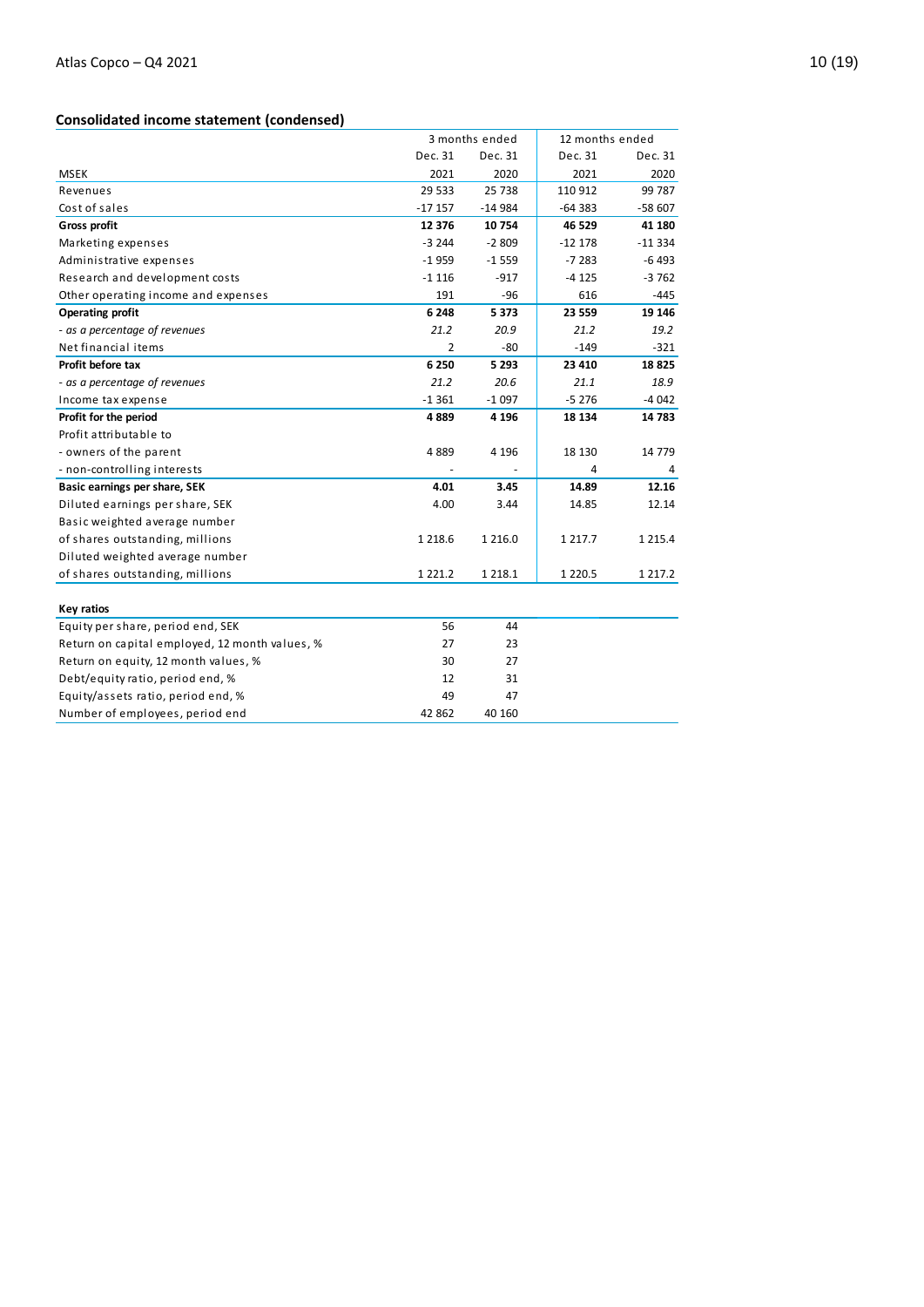## Consolidated income statement (condensed)

| | 3 months ended | | 12 months ended | |
|---|---|---|---|---|
| | Dec. 31 | Dec. 31 | Dec. 31 | Dec. 31 |
| MSEK | 2021 | 2020 | 2021 | 2020 |
| Revenues | 29 533 | 25 738 | 110 912 | 99 787 |
| Cost of sales | -17 157 | -14 984 | -64 383 | -58 607 |
| **Gross profit** | **12 376** | **10 754** | **46 529** | **41 180** |
| Marketing expenses | -3 244 | -2 809 | -12 178 | -11 334 |
| Administrative expenses | -1 959 | -1 559 | -7 283 | -6 493 |
| Research and development costs | -1 116 | -917 | -4 125 | -3 762 |
| Other operating income and expenses | 191 | -96 | 616 | -445 |
| **Operating profit** | **6 248** | **5 373** | **23 559** | **19 146** |
| *- as a percentage of revenues* | *21.2* | *20.9* | *21.2* | *19.2* |
| Net financial items | 2 | -80 | -149 | -321 |
| **Profit before tax** | **6 250** | **5 293** | **23 410** | **18 825** |
| *- as a percentage of revenues* | *21.2* | *20.6* | *21.1* | *18.9* |
| Income tax expense | -1 361 | -1 097 | -5 276 | -4 042 |
| **Profit for the period** | **4 889** | **4 196** | **18 134** | **14 783** |
| Profit attributable to | | | | |
| - owners of the parent | 4 889 | 4 196 | 18 130 | 14 779 |
| - non-controlling interests | - | - | 4 | 4 |
| **Basic earnings per share, SEK** | **4.01** | **3.45** | **14.89** | **12.16** |
| Diluted earnings per share, SEK | 4.00 | 3.44 | 14.85 | 12.14 |
| Basic weighted average number of shares outstanding, millions | 1 218.6 | 1 216.0 | 1 217.7 | 1 215.4 |
| Diluted weighted average number of shares outstanding, millions | 1 221.2 | 1 218.1 | 1 220.5 | 1 217.2 |

| **Key ratios** | | |
|---|---|---|
| Equity per share, period end, SEK | 56 | 44 |
| Return on capital employed, 12 month values, % | 27 | 23 |
| Return on equity, 12 month values, % | 30 | 27 |
| Debt/equity ratio, period end, % | 12 | 31 |
| Equity/assets ratio, period end, % | 49 | 47 |
| Number of employees, period end | 42 862 | 40 160 |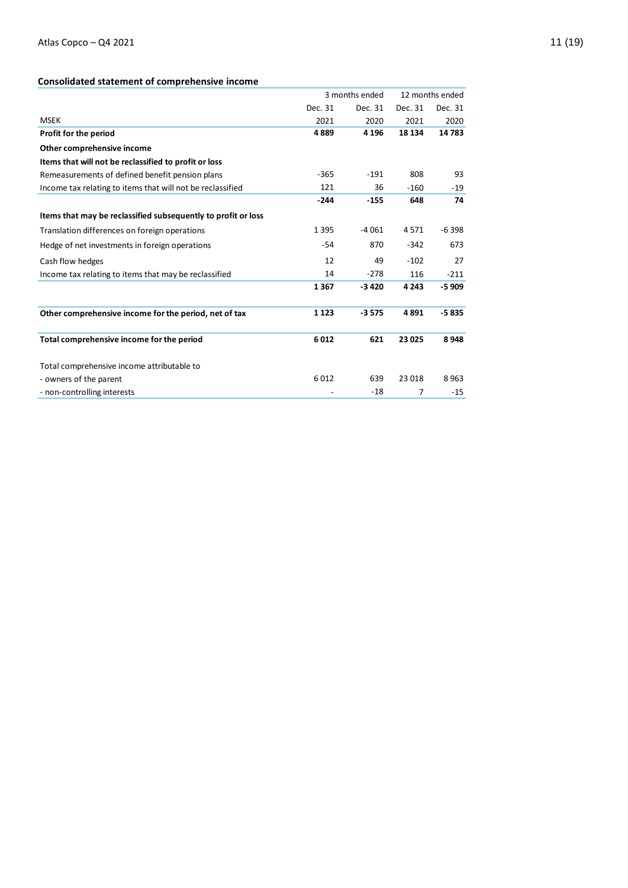## Consolidated statement of comprehensive income

| | 3 months ended | | 12 months ended | |
|---|---|---|---|---|
| | Dec. 31 | Dec. 31 | Dec. 31 | Dec. 31 |
| MSEK | 2021 | 2020 | 2021 | 2020 |
| **Profit for the period** | **4 889** | **4 196** | **18 134** | **14 783** |
| **Other comprehensive income** | | | | |
| **Items that will not be reclassified to profit or loss** | | | | |
| Remeasurements of defined benefit pension plans | -365 | -191 | 808 | 93 |
| Income tax relating to items that will not be reclassified | 121 | 36 | -160 | -19 |
| | **-244** | **-155** | **648** | **74** |
| **Items that may be reclassified subsequently to profit or loss** | | | | |
| Translation differences on foreign operations | 1 395 | -4 061 | 4 571 | -6 398 |
| Hedge of net investments in foreign operations | -54 | 870 | -342 | 673 |
| Cash flow hedges | 12 | 49 | -102 | 27 |
| Income tax relating to items that may be reclassified | 14 | -278 | 116 | -211 |
| | **1 367** | **-3 420** | **4 243** | **-5 909** |
| **Other comprehensive income for the period, net of tax** | **1 123** | **-3 575** | **4 891** | **-5 835** |
| **Total comprehensive income for the period** | **6 012** | **621** | **23 025** | **8 948** |
| Total comprehensive income attributable to | | | | |
| - owners of the parent | 6 012 | 639 | 23 018 | 8 963 |
| - non-controlling interests | - | -18 | 7 | -15 |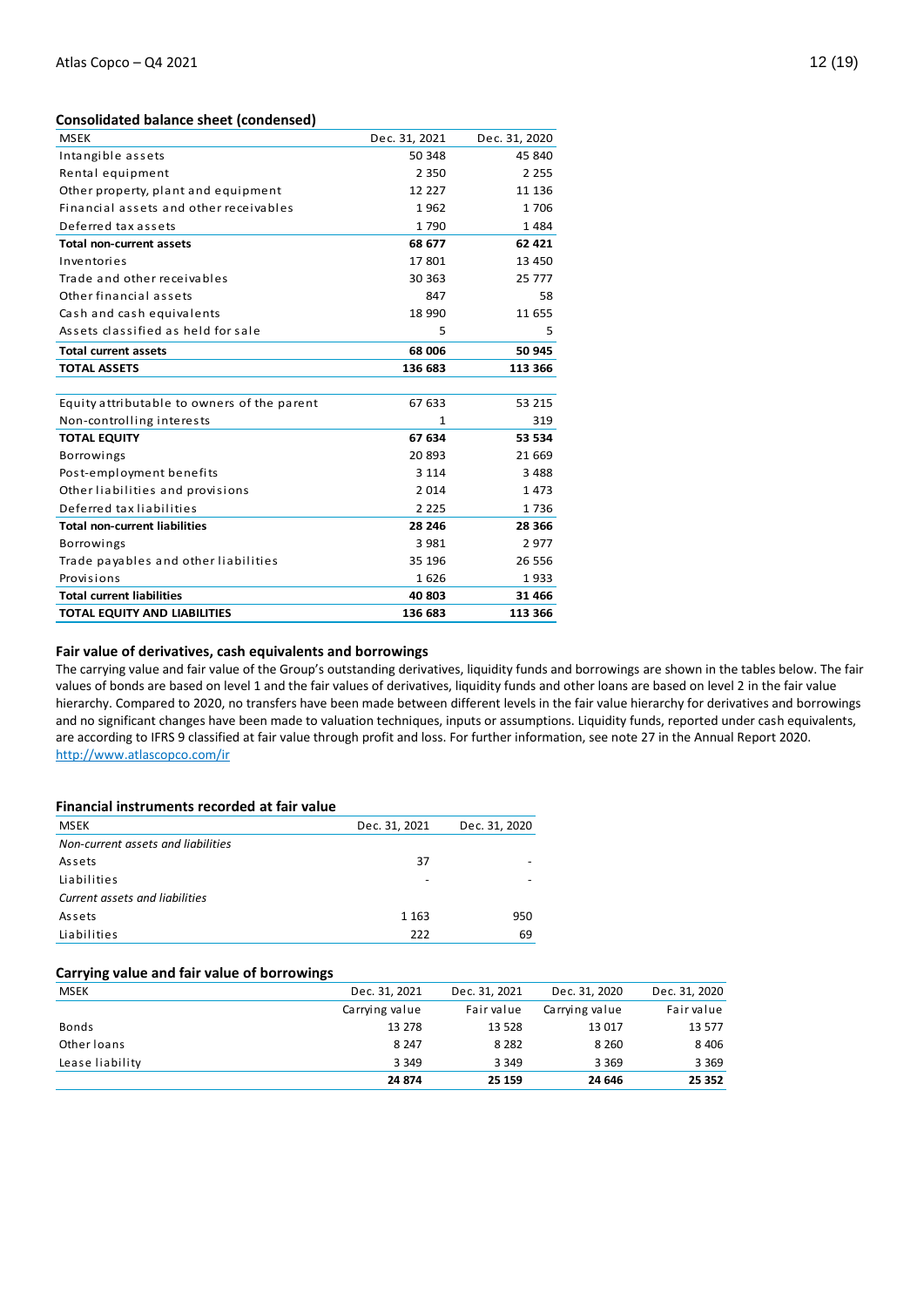### Consolidated balance sheet (condensed)

| MSEK | Dec. 31, 2021 | Dec. 31, 2020 |
|---|---|---|
| Intangible assets | 50 348 | 45 840 |
| Rental equipment | 2 350 | 2 255 |
| Other property, plant and equipment | 12 227 | 11 136 |
| Financial assets and other receivables | 1 962 | 1 706 |
| Deferred tax assets | 1 790 | 1 484 |
| **Total non-current assets** | **68 677** | **62 421** |
| Inventories | 17 801 | 13 450 |
| Trade and other receivables | 30 363 | 25 777 |
| Other financial assets | 847 | 58 |
| Cash and cash equivalents | 18 990 | 11 655 |
| Assets classified as held for sale | 5 | 5 |
| **Total current assets** | **68 006** | **50 945** |
| **TOTAL ASSETS** | **136 683** | **113 366** |
| | | |
| Equity attributable to owners of the parent | 67 633 | 53 215 |
| Non-controlling interests | 1 | 319 |
| **TOTAL EQUITY** | **67 634** | **53 534** |
| Borrowings | 20 893 | 21 669 |
| Post-employment benefits | 3 114 | 3 488 |
| Other liabilities and provisions | 2 014 | 1 473 |
| Deferred tax liabilities | 2 225 | 1 736 |
| **Total non-current liabilities** | **28 246** | **28 366** |
| Borrowings | 3 981 | 2 977 |
| Trade payables and other liabilities | 35 196 | 26 556 |
| Provisions | 1 626 | 1 933 |
| **Total current liabilities** | **40 803** | **31 466** |
| **TOTAL EQUITY AND LIABILITIES** | **136 683** | **113 366** |

### Fair value of derivatives, cash equivalents and borrowings

The carrying value and fair value of the Group's outstanding derivatives, liquidity funds and borrowings are shown in the tables below. The fair values of bonds are based on level 1 and the fair values of derivatives, liquidity funds and other loans are based on level 2 in the fair value hierarchy. Compared to 2020, no transfers have been made between different levels in the fair value hierarchy for derivatives and borrowings and no significant changes have been made to valuation techniques, inputs or assumptions. Liquidity funds, reported under cash equivalents, are according to IFRS 9 classified at fair value through profit and loss. For further information, see note 27 in the Annual Report 2020.
http://www.atlascopco.com/ir

### Financial instruments recorded at fair value

| MSEK | Dec. 31, 2021 | Dec. 31, 2020 |
|---|---|---|
| *Non-current assets and liabilities* | | |
| Assets | 37 | - |
| Liabilities | - | - |
| *Current assets and liabilities* | | |
| Assets | 1 163 | 950 |
| Liabilities | 222 | 69 |

### Carrying value and fair value of borrowings

| MSEK | Dec. 31, 2021 | Dec. 31, 2021 | Dec. 31, 2020 | Dec. 31, 2020 |
|---|---|---|---|---|
| | Carrying value | Fair value | Carrying value | Fair value |
| Bonds | 13 278 | 13 528 | 13 017 | 13 577 |
| Other loans | 8 247 | 8 282 | 8 260 | 8 406 |
| Lease liability | 3 349 | 3 349 | 3 369 | 3 369 |
| | **24 874** | **25 159** | **24 646** | **25 352** |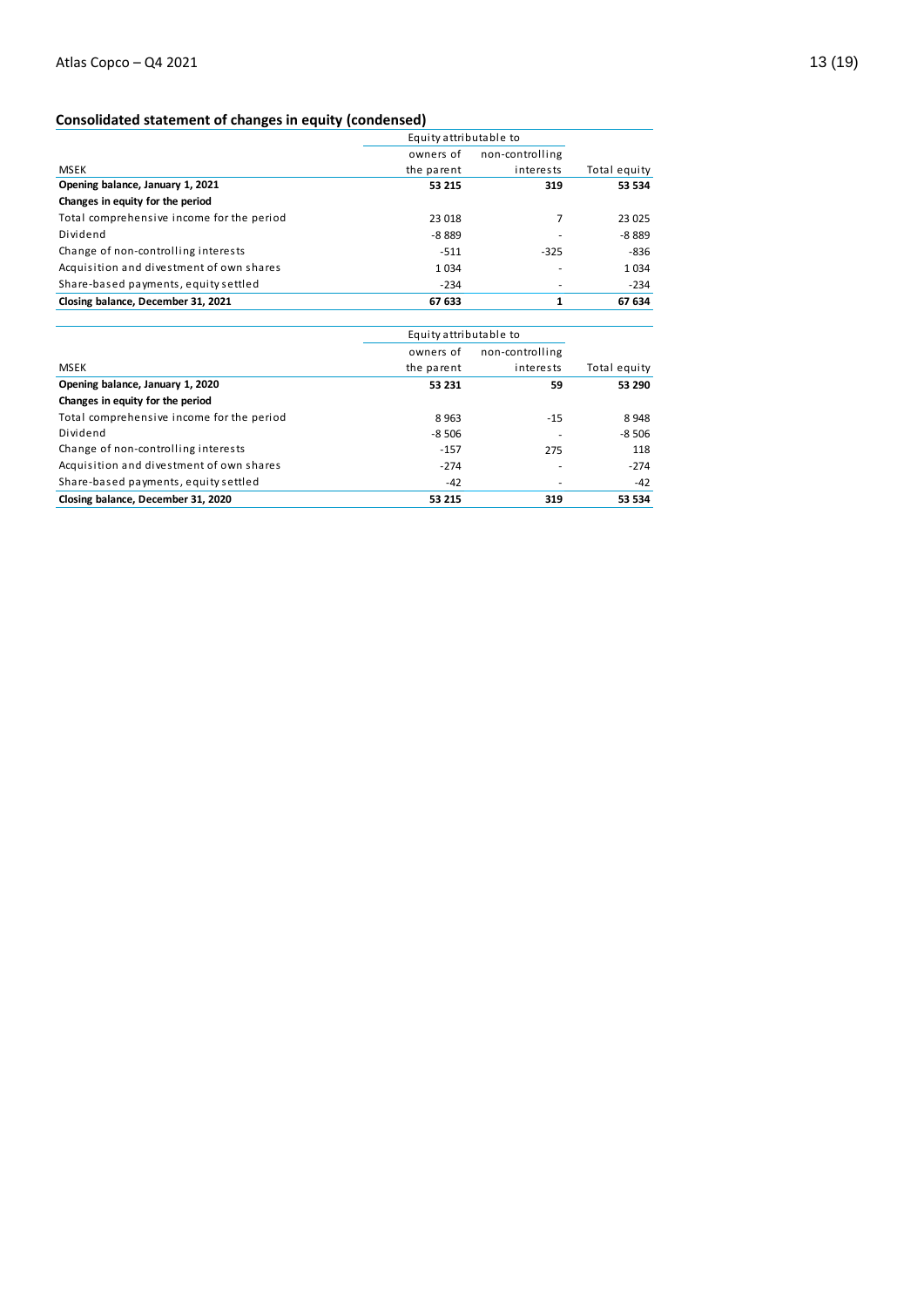## Consolidated statement of changes in equity (condensed)

| | Equity attributable to | | |
|---|---|---|---|
| MSEK | owners of the parent | non-controlling interests | Total equity |
| **Opening balance, January 1, 2021** | **53 215** | **319** | **53 534** |
| **Changes in equity for the period** | | | |
| Total comprehensive income for the period | 23 018 | 7 | 23 025 |
| Dividend | -8 889 | - | -8 889 |
| Change of non-controlling interests | -511 | -325 | -836 |
| Acquisition and divestment of own shares | 1 034 | - | 1 034 |
| Share-based payments, equity settled | -234 | - | -234 |
| **Closing balance, December 31, 2021** | **67 633** | **1** | **67 634** |

| | Equity attributable to | | |
|---|---|---|---|
| MSEK | owners of the parent | non-controlling interests | Total equity |
| **Opening balance, January 1, 2020** | **53 231** | **59** | **53 290** |
| **Changes in equity for the period** | | | |
| Total comprehensive income for the period | 8 963 | -15 | 8 948 |
| Dividend | -8 506 | - | -8 506 |
| Change of non-controlling interests | -157 | 275 | 118 |
| Acquisition and divestment of own shares | -274 | - | -274 |
| Share-based payments, equity settled | -42 | - | -42 |
| **Closing balance, December 31, 2020** | **53 215** | **319** | **53 534** |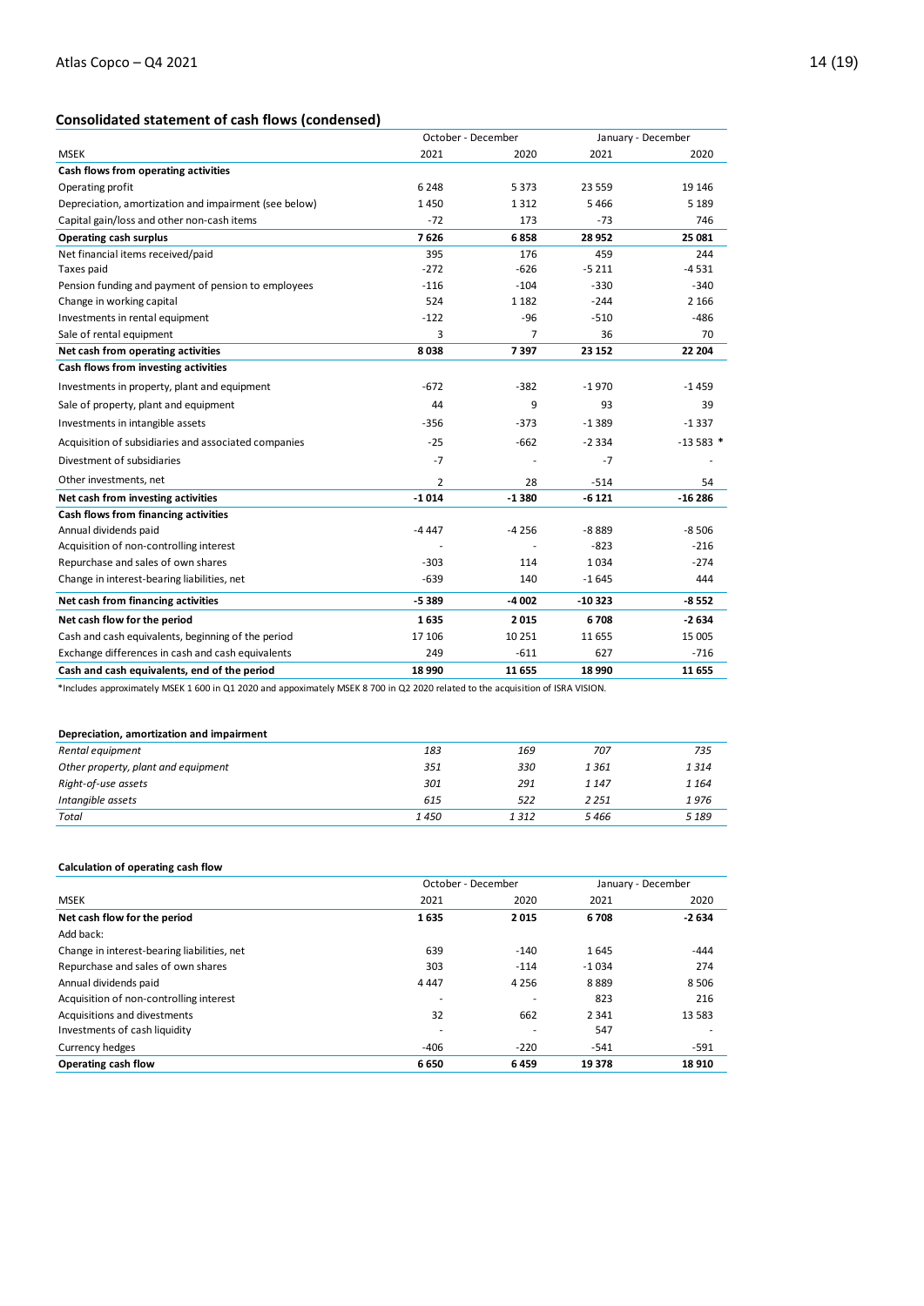## Consolidated statement of cash flows (condensed)

| | October - December | | January - December | |
|---|---|---|---|---|
| MSEK | 2021 | 2020 | 2021 | 2020 |
| **Cash flows from operating activities** | | | | |
| Operating profit | 6 248 | 5 373 | 23 559 | 19 146 |
| Depreciation, amortization and impairment (see below) | 1 450 | 1 312 | 5 466 | 5 189 |
| Capital gain/loss and other non-cash items | -72 | 173 | -73 | 746 |
| **Operating cash surplus** | **7 626** | **6 858** | **28 952** | **25 081** |
| Net financial items received/paid | 395 | 176 | 459 | 244 |
| Taxes paid | -272 | -626 | -5 211 | -4 531 |
| Pension funding and payment of pension to employees | -116 | -104 | -330 | -340 |
| Change in working capital | 524 | 1 182 | -244 | 2 166 |
| Investments in rental equipment | -122 | -96 | -510 | -486 |
| Sale of rental equipment | 3 | 7 | 36 | 70 |
| **Net cash from operating activities** | **8 038** | **7 397** | **23 152** | **22 204** |
| **Cash flows from investing activities** | | | | |
| Investments in property, plant and equipment | -672 | -382 | -1 970 | -1 459 |
| Sale of property, plant and equipment | 44 | 9 | 93 | 39 |
| Investments in intangible assets | -356 | -373 | -1 389 | -1 337 |
| Acquisition of subsidiaries and associated companies | -25 | -662 | -2 334 | -13 583 * |
| Divestment of subsidiaries | -7 | - | -7 | - |
| Other investments, net | 2 | 28 | -514 | 54 |
| **Net cash from investing activities** | **-1 014** | **-1 380** | **-6 121** | **-16 286** |
| **Cash flows from financing activities** | | | | |
| Annual dividends paid | -4 447 | -4 256 | -8 889 | -8 506 |
| Acquisition of non-controlling interest | - | - | -823 | -216 |
| Repurchase and sales of own shares | -303 | 114 | 1 034 | -274 |
| Change in interest-bearing liabilities, net | -639 | 140 | -1 645 | 444 |
| **Net cash from financing activities** | **-5 389** | **-4 002** | **-10 323** | **-8 552** |
| **Net cash flow for the period** | **1 635** | **2 015** | **6 708** | **-2 634** |
| Cash and cash equivalents, beginning of the period | 17 106 | 10 251 | 11 655 | 15 005 |
| Exchange differences in cash and cash equivalents | 249 | -611 | 627 | -716 |
| **Cash and cash equivalents, end of the period** | **18 990** | **11 655** | **18 990** | **11 655** |

*Includes approximately MSEK 1 600 in Q1 2020 and appoximately MSEK 8 700 in Q2 2020 related to the acquisition of ISRA VISION.

**Depreciation, amortization and impairment**

| | | | | |
|---|---|---|---|---|
| *Rental equipment* | *183* | *169* | *707* | *735* |
| *Other property, plant and equipment* | *351* | *330* | *1 361* | *1 314* |
| *Right-of-use assets* | *301* | *291* | *1 147* | *1 164* |
| *Intangible assets* | *615* | *522* | *2 251* | *1 976* |
| *Total* | *1 450* | *1 312* | *5 466* | *5 189* |

**Calculation of operating cash flow**

| | October - December | | January - December | |
|---|---|---|---|---|
| MSEK | 2021 | 2020 | 2021 | 2020 |
| **Net cash flow for the period** | **1 635** | **2 015** | **6 708** | **-2 634** |
| Add back: | | | | |
| Change in interest-bearing liabilities, net | 639 | -140 | 1 645 | -444 |
| Repurchase and sales of own shares | 303 | -114 | -1 034 | 274 |
| Annual dividends paid | 4 447 | 4 256 | 8 889 | 8 506 |
| Acquisition of non-controlling interest | - | - | 823 | 216 |
| Acquisitions and divestments | 32 | 662 | 2 341 | 13 583 |
| Investments of cash liquidity | - | - | 547 | - |
| Currency hedges | -406 | -220 | -541 | -591 |
| **Operating cash flow** | **6 650** | **6 459** | **19 378** | **18 910** |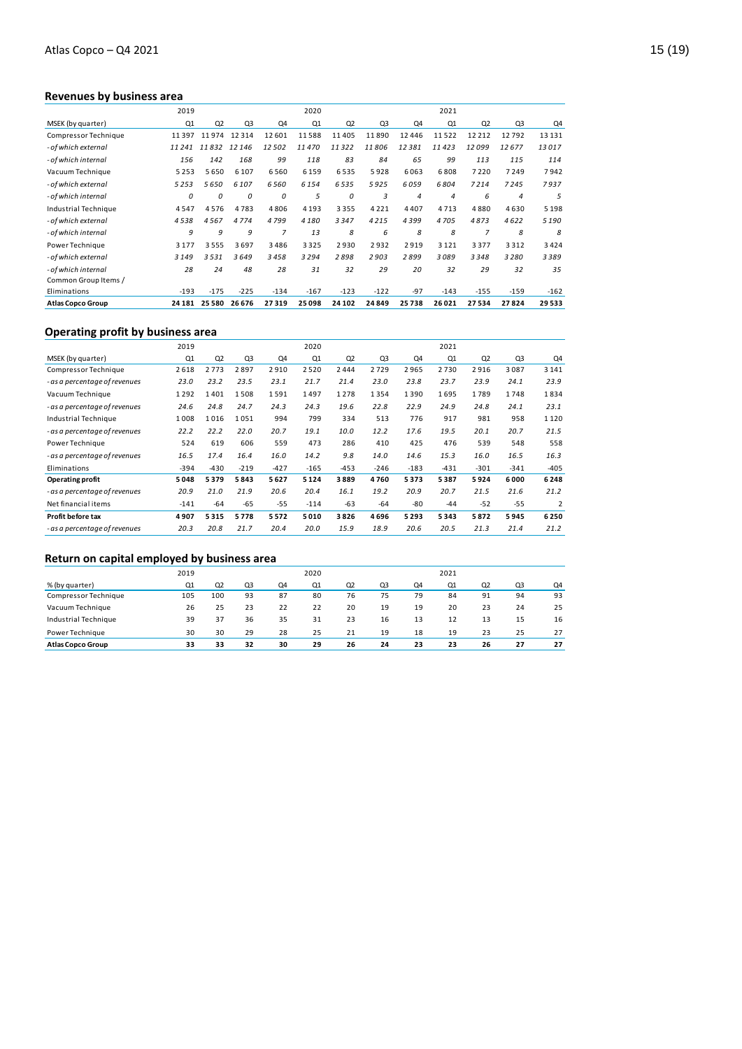## Revenues by business area

| | 2019 | | | | 2020 | | | | 2021 | | | |
|---|---|---|---|---|---|---|---|---|---|---|---|---|
| MSEK (by quarter) | Q1 | Q2 | Q3 | Q4 | Q1 | Q2 | Q3 | Q4 | Q1 | Q2 | Q3 | Q4 |
| Compressor Technique | 11 397 | 11 974 | 12 314 | 12 601 | 11 588 | 11 405 | 11 890 | 12 446 | 11 522 | 12 212 | 12 792 | 13 131 |
| *- of which external* | *11 241* | *11 832* | *12 146* | *12 502* | *11 470* | *11 322* | *11 806* | *12 381* | *11 423* | *12 099* | *12 677* | *13 017* |
| *- of which internal* | *156* | *142* | *168* | *99* | *118* | *83* | *84* | *65* | *99* | *113* | *115* | *114* |
| Vacuum Technique | 5 253 | 5 650 | 6 107 | 6 560 | 6 159 | 6 535 | 5 928 | 6 063 | 6 808 | 7 220 | 7 249 | 7 942 |
| *- of which external* | *5 253* | *5 650* | *6 107* | *6 560* | *6 154* | *6 535* | *5 925* | *6 059* | *6 804* | *7 214* | *7 245* | *7 937* |
| *- of which internal* | *0* | *0* | *0* | *0* | *5* | *0* | *3* | *4* | *4* | *6* | *4* | *5* |
| Industrial Technique | 4 547 | 4 576 | 4 783 | 4 806 | 4 193 | 3 355 | 4 221 | 4 407 | 4 713 | 4 880 | 4 630 | 5 198 |
| *- of which external* | *4 538* | *4 567* | *4 774* | *4 799* | *4 180* | *3 347* | *4 215* | *4 399* | *4 705* | *4 873* | *4 622* | *5 190* |
| *- of which internal* | *9* | *9* | *9* | *7* | *13* | *8* | *6* | *8* | *8* | *7* | *8* | *8* |
| Power Technique | 3 177 | 3 555 | 3 697 | 3 486 | 3 325 | 2 930 | 2 932 | 2 919 | 3 121 | 3 377 | 3 312 | 3 424 |
| *- of which external* | *3 149* | *3 531* | *3 649* | *3 458* | *3 294* | *2 898* | *2 903* | *2 899* | *3 089* | *3 348* | *3 280* | *3 389* |
| *- of which internal* | *28* | *24* | *48* | *28* | *31* | *32* | *29* | *20* | *32* | *29* | *32* | *35* |
| Common Group Items / Eliminations | -193 | -175 | -225 | -134 | -167 | -123 | -122 | -97 | -143 | -155 | -159 | -162 |
| **Atlas Copco Group** | **24 181** | **25 580** | **26 676** | **27 319** | **25 098** | **24 102** | **24 849** | **25 738** | **26 021** | **27 534** | **27 824** | **29 533** |

## Operating profit by business area

| | 2019 | | | | 2020 | | | | 2021 | | | |
|---|---|---|---|---|---|---|---|---|---|---|---|---|
| MSEK (by quarter) | Q1 | Q2 | Q3 | Q4 | Q1 | Q2 | Q3 | Q4 | Q1 | Q2 | Q3 | Q4 |
| Compressor Technique | 2 618 | 2 773 | 2 897 | 2 910 | 2 520 | 2 444 | 2 729 | 2 965 | 2 730 | 2 916 | 3 087 | 3 141 |
| *- as a percentage of revenues* | *23.0* | *23.2* | *23.5* | *23.1* | *21.7* | *21.4* | *23.0* | *23.8* | *23.7* | *23.9* | *24.1* | *23.9* |
| Vacuum Technique | 1 292 | 1 401 | 1 508 | 1 591 | 1 497 | 1 278 | 1 354 | 1 390 | 1 695 | 1 789 | 1 748 | 1 834 |
| *- as a percentage of revenues* | *24.6* | *24.8* | *24.7* | *24.3* | *24.3* | *19.6* | *22.8* | *22.9* | *24.9* | *24.8* | *24.1* | *23.1* |
| Industrial Technique | 1 008 | 1 016 | 1 051 | 994 | 799 | 334 | 513 | 776 | 917 | 981 | 958 | 1 120 |
| *- as a percentage of revenues* | *22.2* | *22.2* | *22.0* | *20.7* | *19.1* | *10.0* | *12.2* | *17.6* | *19.5* | *20.1* | *20.7* | *21.5* |
| Power Technique | 524 | 619 | 606 | 559 | 473 | 286 | 410 | 425 | 476 | 539 | 548 | 558 |
| *- as a percentage of revenues* | *16.5* | *17.4* | *16.4* | *16.0* | *14.2* | *9.8* | *14.0* | *14.6* | *15.3* | *16.0* | *16.5* | *16.3* |
| Eliminations | -394 | -430 | -219 | -427 | -165 | -453 | -246 | -183 | -431 | -301 | -341 | -405 |
| **Operating profit** | **5 048** | **5 379** | **5 843** | **5 627** | **5 124** | **3 889** | **4 760** | **5 373** | **5 387** | **5 924** | **6 000** | **6 248** |
| *- as a percentage of revenues* | *20.9* | *21.0* | *21.9* | *20.6* | *20.4* | *16.1* | *19.2* | *20.9* | *20.7* | *21.5* | *21.6* | *21.2* |
| Net financial items | -141 | -64 | -65 | -55 | -114 | -63 | -64 | -80 | -44 | -52 | -55 | 2 |
| **Profit before tax** | **4 907** | **5 315** | **5 778** | **5 572** | **5 010** | **3 826** | **4 696** | **5 293** | **5 343** | **5 872** | **5 945** | **6 250** |
| *- as a percentage of revenues* | *20.3* | *20.8* | *21.7* | *20.4* | *20.0* | *15.9* | *18.9* | *20.6* | *20.5* | *21.3* | *21.4* | *21.2* |

## Return on capital employed by business area

| | 2019 | | | | 2020 | | | | 2021 | | | |
|---|---|---|---|---|---|---|---|---|---|---|---|---|
| % (by quarter) | Q1 | Q2 | Q3 | Q4 | Q1 | Q2 | Q3 | Q4 | Q1 | Q2 | Q3 | Q4 |
| Compressor Technique | 105 | 100 | 93 | 87 | 80 | 76 | 75 | 79 | 84 | 91 | 94 | 93 |
| Vacuum Technique | 26 | 25 | 23 | 22 | 22 | 20 | 19 | 19 | 20 | 23 | 24 | 25 |
| Industrial Technique | 39 | 37 | 36 | 35 | 31 | 23 | 16 | 13 | 12 | 13 | 15 | 16 |
| Power Technique | 30 | 30 | 29 | 28 | 25 | 21 | 19 | 18 | 19 | 23 | 25 | 27 |
| **Atlas Copco Group** | **33** | **33** | **32** | **30** | **29** | **26** | **24** | **23** | **23** | **26** | **27** | **27** |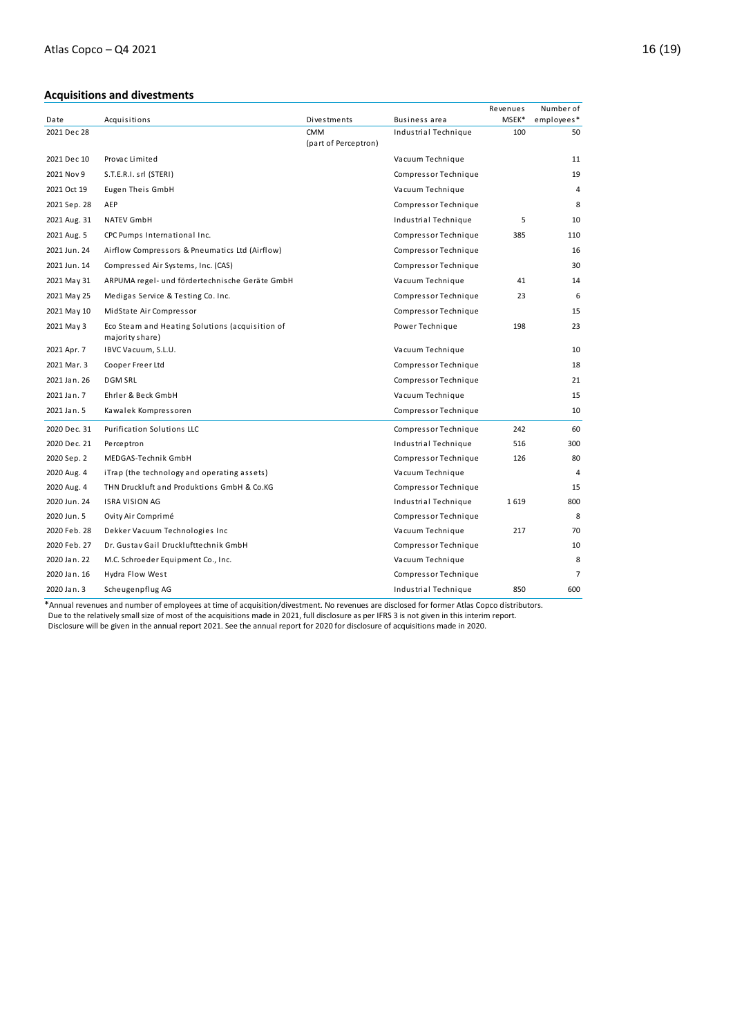## Acquisitions and divestments

| Date | Acquisitions | Divestments | Business area | Revenues MSEK* | Number of employees* |
|---|---|---|---|---|---|
| 2021 Dec 28 | | CMM (part of Perceptron) | Industrial Technique | 100 | 50 |
| 2021 Dec 10 | Provac Limited | | Vacuum Technique | | 11 |
| 2021 Nov 9 | S.T.E.R.I. srl (STERI) | | Compressor Technique | | 19 |
| 2021 Oct 19 | Eugen Theis GmbH | | Vacuum Technique | | 4 |
| 2021 Sep. 28 | AEP | | Compressor Technique | | 8 |
| 2021 Aug. 31 | NATEV GmbH | | Industrial Technique | 5 | 10 |
| 2021 Aug. 5 | CPC Pumps International Inc. | | Compressor Technique | 385 | 110 |
| 2021 Jun. 24 | Airflow Compressors & Pneumatics Ltd (Airflow) | | Compressor Technique | | 16 |
| 2021 Jun. 14 | Compressed Air Systems, Inc. (CAS) | | Compressor Technique | | 30 |
| 2021 May 31 | ARPUMA regel- und fördertechnische Geräte GmbH | | Vacuum Technique | 41 | 14 |
| 2021 May 25 | Medigas Service & Testing Co. Inc. | | Compressor Technique | 23 | 6 |
| 2021 May 10 | MidState Air Compressor | | Compressor Technique | | 15 |
| 2021 May 3 | Eco Steam and Heating Solutions (acquisition of majority share) | | Power Technique | 198 | 23 |
| 2021 Apr. 7 | IBVC Vacuum, S.L.U. | | Vacuum Technique | | 10 |
| 2021 Mar. 3 | Cooper Freer Ltd | | Compressor Technique | | 18 |
| 2021 Jan. 26 | DGM SRL | | Compressor Technique | | 21 |
| 2021 Jan. 7 | Ehrler & Beck GmbH | | Vacuum Technique | | 15 |
| 2021 Jan. 5 | Kawalek Kompressoren | | Compressor Technique | | 10 |
| 2020 Dec. 31 | Purification Solutions LLC | | Compressor Technique | 242 | 60 |
| 2020 Dec. 21 | Perceptron | | Industrial Technique | 516 | 300 |
| 2020 Sep. 2 | MEDGAS-Technik GmbH | | Compressor Technique | 126 | 80 |
| 2020 Aug. 4 | iTrap (the technology and operating assets) | | Vacuum Technique | | 4 |
| 2020 Aug. 4 | THN Druckluft and Produktions GmbH & Co.KG | | Compressor Technique | | 15 |
| 2020 Jun. 24 | ISRA VISION AG | | Industrial Technique | 1 619 | 800 |
| 2020 Jun. 5 | Ovity Air Comprimé | | Compressor Technique | | 8 |
| 2020 Feb. 28 | Dekker Vacuum Technologies Inc | | Vacuum Technique | 217 | 70 |
| 2020 Feb. 27 | Dr. Gustav Gail Drucklufttechnik GmbH | | Compressor Technique | | 10 |
| 2020 Jan. 22 | M.C. Schroeder Equipment Co., Inc. | | Vacuum Technique | | 8 |
| 2020 Jan. 16 | Hydra Flow West | | Compressor Technique | | 7 |
| 2020 Jan. 3 | Scheugenpflug AG | | Industrial Technique | 850 | 600 |

*Annual revenues and number of employees at time of acquisition/divestment. No revenues are disclosed for former Atlas Copco distributors.
Due to the relatively small size of most of the acquisitions made in 2021, full disclosure as per IFRS 3 is not given in this interim report.
Disclosure will be given in the annual report 2021. See the annual report for 2020 for disclosure of acquisitions made in 2020.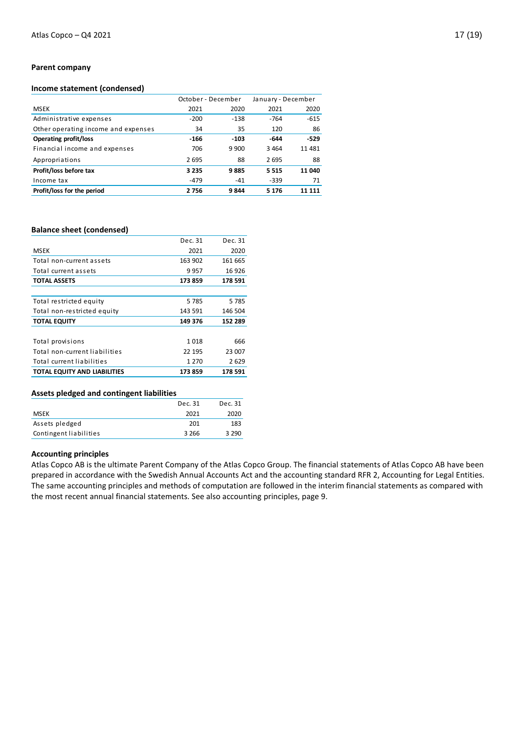## Parent company

### Income statement (condensed)

| | October - December | | January - December | |
|---|---|---|---|---|
| MSEK | 2021 | 2020 | 2021 | 2020 |
| Administrative expenses | -200 | -138 | -764 | -615 |
| Other operating income and expenses | 34 | 35 | 120 | 86 |
| **Operating profit/loss** | **-166** | **-103** | **-644** | **-529** |
| Financial income and expenses | 706 | 9 900 | 3 464 | 11 481 |
| Appropriations | 2 695 | 88 | 2 695 | 88 |
| **Profit/loss before tax** | **3 235** | **9 885** | **5 515** | **11 040** |
| Income tax | -479 | -41 | -339 | 71 |
| **Profit/loss for the period** | **2 756** | **9 844** | **5 176** | **11 111** |

### Balance sheet (condensed)

| | Dec. 31 | Dec. 31 |
|---|---|---|
| MSEK | 2021 | 2020 |
| Total non-current assets | 163 902 | 161 665 |
| Total current assets | 9 957 | 16 926 |
| **TOTAL ASSETS** | **173 859** | **178 591** |
| | | |
| Total restricted equity | 5 785 | 5 785 |
| Total non-restricted equity | 143 591 | 146 504 |
| **TOTAL EQUITY** | **149 376** | **152 289** |
| | | |
| Total provisions | 1 018 | 666 |
| Total non-current liabilities | 22 195 | 23 007 |
| Total current liabilities | 1 270 | 2 629 |
| **TOTAL EQUITY AND LIABILITIES** | **173 859** | **178 591** |

### Assets pledged and contingent liabilities

| | Dec. 31 | Dec. 31 |
|---|---|---|
| MSEK | 2021 | 2020 |
| Assets pledged | 201 | 183 |
| Contingent liabilities | 3 266 | 3 290 |

### Accounting principles

Atlas Copco AB is the ultimate Parent Company of the Atlas Copco Group. The financial statements of Atlas Copco AB have been prepared in accordance with the Swedish Annual Accounts Act and the accounting standard RFR 2, Accounting for Legal Entities. The same accounting principles and methods of computation are followed in the interim financial statements as compared with the most recent annual financial statements. See also accounting principles, page 9.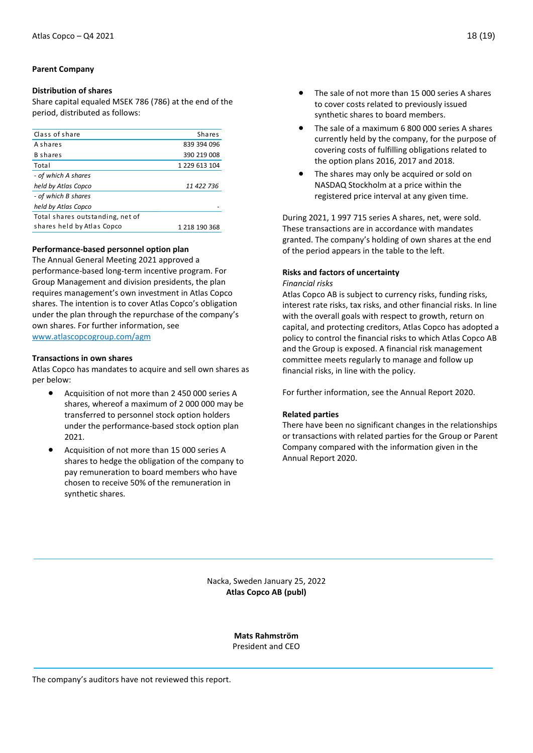## Parent Company

### Distribution of shares

Share capital equaled MSEK 786 (786) at the end of the period, distributed as follows:

| Class of share | Shares |
|---|---|
| A shares | 839 394 096 |
| B shares | 390 219 008 |
| Total | 1 229 613 104 |
| *- of which A shares held by Atlas Copco* | *11 422 736* |
| *- of which B shares held by Atlas Copco* | - |
| Total shares outstanding, net of shares held by Atlas Copco | 1 218 190 368 |

### Performance-based personnel option plan

The Annual General Meeting 2021 approved a performance-based long-term incentive program. For Group Management and division presidents, the plan requires management's own investment in Atlas Copco shares. The intention is to cover Atlas Copco's obligation under the plan through the repurchase of the company's own shares. For further information, see www.atlascopcogroup.com/agm

### Transactions in own shares

Atlas Copco has mandates to acquire and sell own shares as per below:

- Acquisition of not more than 2 450 000 series A shares, whereof a maximum of 2 000 000 may be transferred to personnel stock option holders under the performance-based stock option plan 2021.
- Acquisition of not more than 15 000 series A shares to hedge the obligation of the company to pay remuneration to board members who have chosen to receive 50% of the remuneration in synthetic shares.
- The sale of not more than 15 000 series A shares to cover costs related to previously issued synthetic shares to board members.
- The sale of a maximum 6 800 000 series A shares currently held by the company, for the purpose of covering costs of fulfilling obligations related to the option plans 2016, 2017 and 2018.
- The shares may only be acquired or sold on NASDAQ Stockholm at a price within the registered price interval at any given time.

During 2021, 1 997 715 series A shares, net, were sold. These transactions are in accordance with mandates granted. The company's holding of own shares at the end of the period appears in the table to the left.

### Risks and factors of uncertainty

*Financial risks*

Atlas Copco AB is subject to currency risks, funding risks, interest rate risks, tax risks, and other financial risks. In line with the overall goals with respect to growth, return on capital, and protecting creditors, Atlas Copco has adopted a policy to control the financial risks to which Atlas Copco AB and the Group is exposed. A financial risk management committee meets regularly to manage and follow up financial risks, in line with the policy.

For further information, see the Annual Report 2020.

### Related parties

There have been no significant changes in the relationships or transactions with related parties for the Group or Parent Company compared with the information given in the Annual Report 2020.

Nacka, Sweden January 25, 2022

**Atlas Copco AB (publ)**

**Mats Rahmström**

President and CEO

The company's auditors have not reviewed this report.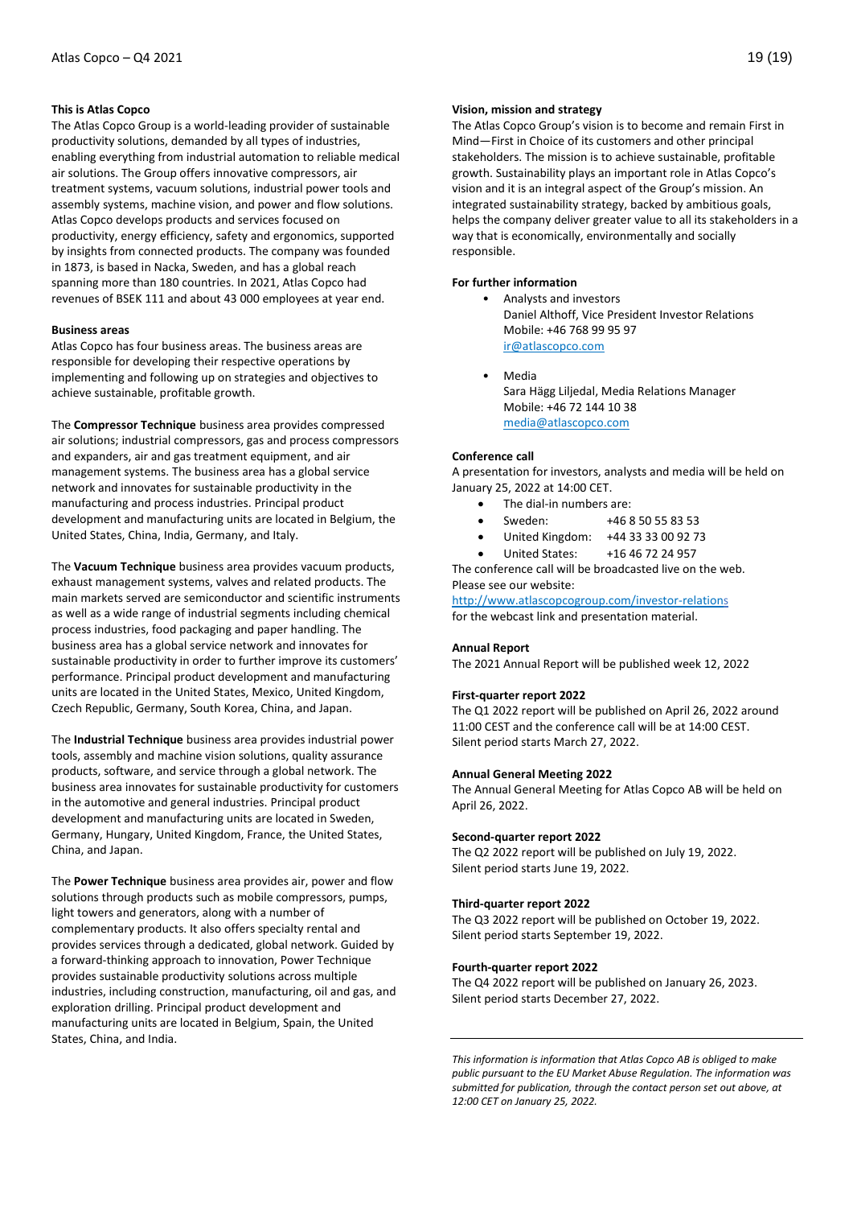### This is Atlas Copco

The Atlas Copco Group is a world-leading provider of sustainable productivity solutions, demanded by all types of industries, enabling everything from industrial automation to reliable medical air solutions. The Group offers innovative compressors, air treatment systems, vacuum solutions, industrial power tools and assembly systems, machine vision, and power and flow solutions. Atlas Copco develops products and services focused on productivity, energy efficiency, safety and ergonomics, supported by insights from connected products. The company was founded in 1873, is based in Nacka, Sweden, and has a global reach spanning more than 180 countries. In 2021, Atlas Copco had revenues of BSEK 111 and about 43 000 employees at year end.

### Business areas

Atlas Copco has four business areas. The business areas are responsible for developing their respective operations by implementing and following up on strategies and objectives to achieve sustainable, profitable growth.

The **Compressor Technique** business area provides compressed air solutions; industrial compressors, gas and process compressors and expanders, air and gas treatment equipment, and air management systems. The business area has a global service network and innovates for sustainable productivity in the manufacturing and process industries. Principal product development and manufacturing units are located in Belgium, the United States, China, India, Germany, and Italy.

The **Vacuum Technique** business area provides vacuum products, exhaust management systems, valves and related products. The main markets served are semiconductor and scientific instruments as well as a wide range of industrial segments including chemical process industries, food packaging and paper handling. The business area has a global service network and innovates for sustainable productivity in order to further improve its customers' performance. Principal product development and manufacturing units are located in the United States, Mexico, United Kingdom, Czech Republic, Germany, South Korea, China, and Japan.

The **Industrial Technique** business area provides industrial power tools, assembly and machine vision solutions, quality assurance products, software, and service through a global network. The business area innovates for sustainable productivity for customers in the automotive and general industries. Principal product development and manufacturing units are located in Sweden, Germany, Hungary, United Kingdom, France, the United States, China, and Japan.

The **Power Technique** business area provides air, power and flow solutions through products such as mobile compressors, pumps, light towers and generators, along with a number of complementary products. It also offers specialty rental and provides services through a dedicated, global network. Guided by a forward-thinking approach to innovation, Power Technique provides sustainable productivity solutions across multiple industries, including construction, manufacturing, oil and gas, and exploration drilling. Principal product development and manufacturing units are located in Belgium, Spain, the United States, China, and India.

### Vision, mission and strategy

The Atlas Copco Group's vision is to become and remain First in Mind—First in Choice of its customers and other principal stakeholders. The mission is to achieve sustainable, profitable growth. Sustainability plays an important role in Atlas Copco's vision and it is an integral aspect of the Group's mission. An integrated sustainability strategy, backed by ambitious goals, helps the company deliver greater value to all its stakeholders in a way that is economically, environmentally and socially responsible.

### For further information

- Analysts and investors
  Daniel Althoff, Vice President Investor Relations
  Mobile: +46 768 99 95 97
  ir@atlascopco.com

- Media
  Sara Hägg Liljedal, Media Relations Manager
  Mobile: +46 72 144 10 38
  media@atlascopco.com

### Conference call

A presentation for investors, analysts and media will be held on January 25, 2022 at 14:00 CET.

- The dial-in numbers are:
- Sweden: +46 8 50 55 83 53
- United Kingdom: +44 33 33 00 92 73
- United States: +16 46 72 24 957

The conference call will be broadcasted live on the web. Please see our website:
http://www.atlascopcogroup.com/investor-relations
for the webcast link and presentation material.

### Annual Report

The 2021 Annual Report will be published week 12, 2022

### First-quarter report 2022

The Q1 2022 report will be published on April 26, 2022 around 11:00 CEST and the conference call will be at 14:00 CEST. Silent period starts March 27, 2022.

### Annual General Meeting 2022

The Annual General Meeting for Atlas Copco AB will be held on April 26, 2022.

### Second-quarter report 2022

The Q2 2022 report will be published on July 19, 2022. Silent period starts June 19, 2022.

### Third-quarter report 2022

The Q3 2022 report will be published on October 19, 2022. Silent period starts September 19, 2022.

### Fourth-quarter report 2022

The Q4 2022 report will be published on January 26, 2023. Silent period starts December 27, 2022.

---

*This information is information that Atlas Copco AB is obliged to make public pursuant to the EU Market Abuse Regulation. The information was submitted for publication, through the contact person set out above, at 12:00 CET on January 25, 2022.*